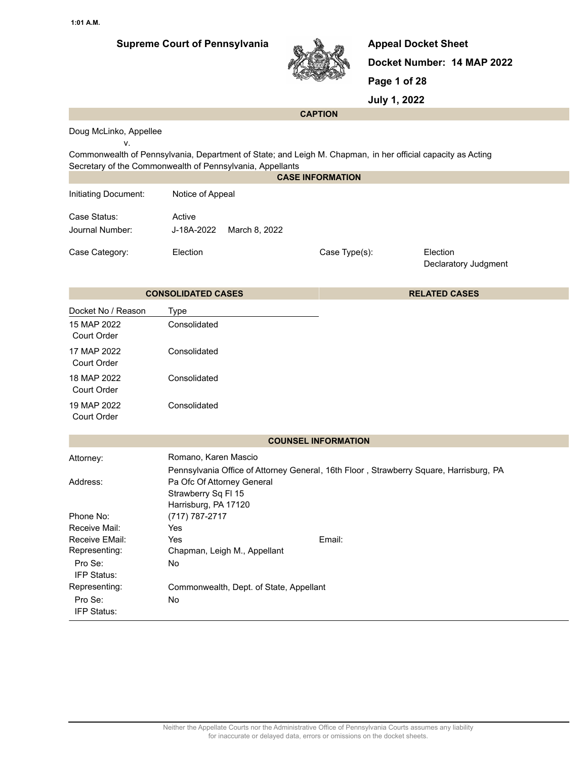1:01 A.M.

**Supreme Court of Pennsylvania**

**Appeal Docket Sheet**

**Docket Number: 14 MAP 2022**

**July 1, 2022**

## CAPTION

Doug McLinko, Appellee
v.
Commonwealth of Pennsylvania, Department of State; and Leigh M. Chapman, in her official capacity as Acting Secretary of the Commonwealth of Pennsylvania, Appellants

## CASE INFORMATION

| | | | |
|---|---|---|---|
| Initiating Document: | Notice of Appeal | | |
| Case Status: | Active | | |
| Journal Number: | J-18A-2022 March 8, 2022 | | |
| Case Category: | Election | Case Type(s): | Election<br>Declaratory Judgment |

## CONSOLIDATED CASES

| Docket No / Reason | Type |
|---|---|
| 15 MAP 2022<br>Court Order | Consolidated |
| 17 MAP 2022<br>Court Order | Consolidated |
| 18 MAP 2022<br>Court Order | Consolidated |
| 19 MAP 2022<br>Court Order | Consolidated |

## RELATED CASES

## COUNSEL INFORMATION

| | | | |
|---|---|---|---|
| Attorney: | Romano, Karen Mascio | | |
| | Pennsylvania Office of Attorney General, 16th Floor , Strawberry Square, Harrisburg, PA | | |
| Address: | Pa Ofc Of Attorney General<br>Strawberry Sq Fl 15<br>Harrisburg, PA 17120 | | |
| Phone No: | (717) 787-2717 | | |
| Receive Mail: | Yes | | |
| Receive EMail: | Yes | Email: | |
| Representing: | Chapman, Leigh M., Appellant | | |
| Pro Se: | No | | |
| IFP Status: | | | |
| Representing: | Commonwealth, Dept. of State, Appellant | | |
| Pro Se: | No | | |
| IFP Status: | | | |

Neither the Appellate Courts nor the Administrative Office of Pennsylvania Courts assumes any liability for inaccurate or delayed data, errors or omissions on the docket sheets.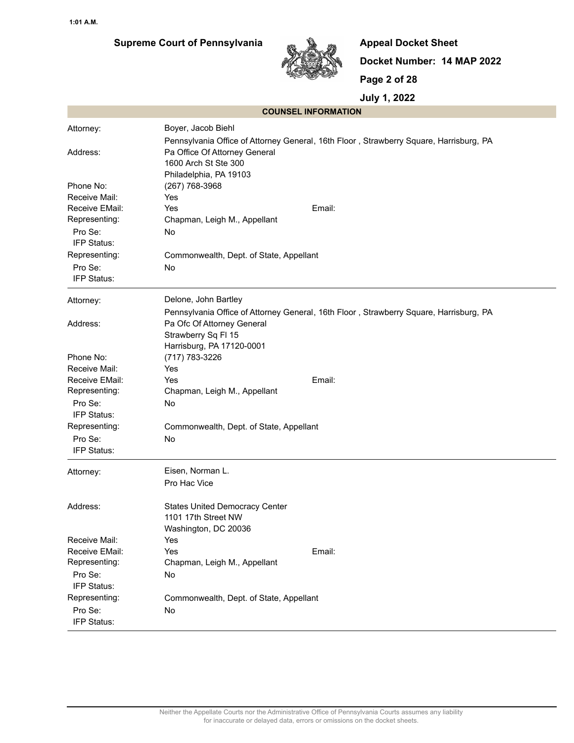## COUNSEL INFORMATION

| | |
|---|---|
| Attorney: | Boyer, Jacob Biehl |
| | Pennsylvania Office of Attorney General, 16th Floor , Strawberry Square, Harrisburg, PA |
| Address: | Pa Office Of Attorney General<br>1600 Arch St Ste 300<br>Philadelphia, PA 19103 |
| Phone No: | (267) 768-3968 |
| Receive Mail: | Yes |
| Receive EMail: | Yes  Email: |
| Representing: | Chapman, Leigh M., Appellant |
| Pro Se: | No |
| IFP Status: | |
| Representing: | Commonwealth, Dept. of State, Appellant |
| Pro Se: | No |
| IFP Status: | |

| | |
|---|---|
| Attorney: | Delone, John Bartley |
| | Pennsylvania Office of Attorney General, 16th Floor , Strawberry Square, Harrisburg, PA |
| Address: | Pa Ofc Of Attorney General<br>Strawberry Sq Fl 15<br>Harrisburg, PA 17120-0001 |
| Phone No: | (717) 783-3226 |
| Receive Mail: | Yes |
| Receive EMail: | Yes  Email: |
| Representing: | Chapman, Leigh M., Appellant |
| Pro Se: | No |
| IFP Status: | |
| Representing: | Commonwealth, Dept. of State, Appellant |
| Pro Se: | No |
| IFP Status: | |

| | |
|---|---|
| Attorney: | Eisen, Norman L. |
| | Pro Hac Vice |
| Address: | States United Democracy Center<br>1101 17th Street NW<br>Washington, DC 20036 |
| Receive Mail: | Yes |
| Receive EMail: | Yes  Email: |
| Representing: | Chapman, Leigh M., Appellant |
| Pro Se: | No |
| IFP Status: | |
| Representing: | Commonwealth, Dept. of State, Appellant |
| Pro Se: | No |
| IFP Status: | |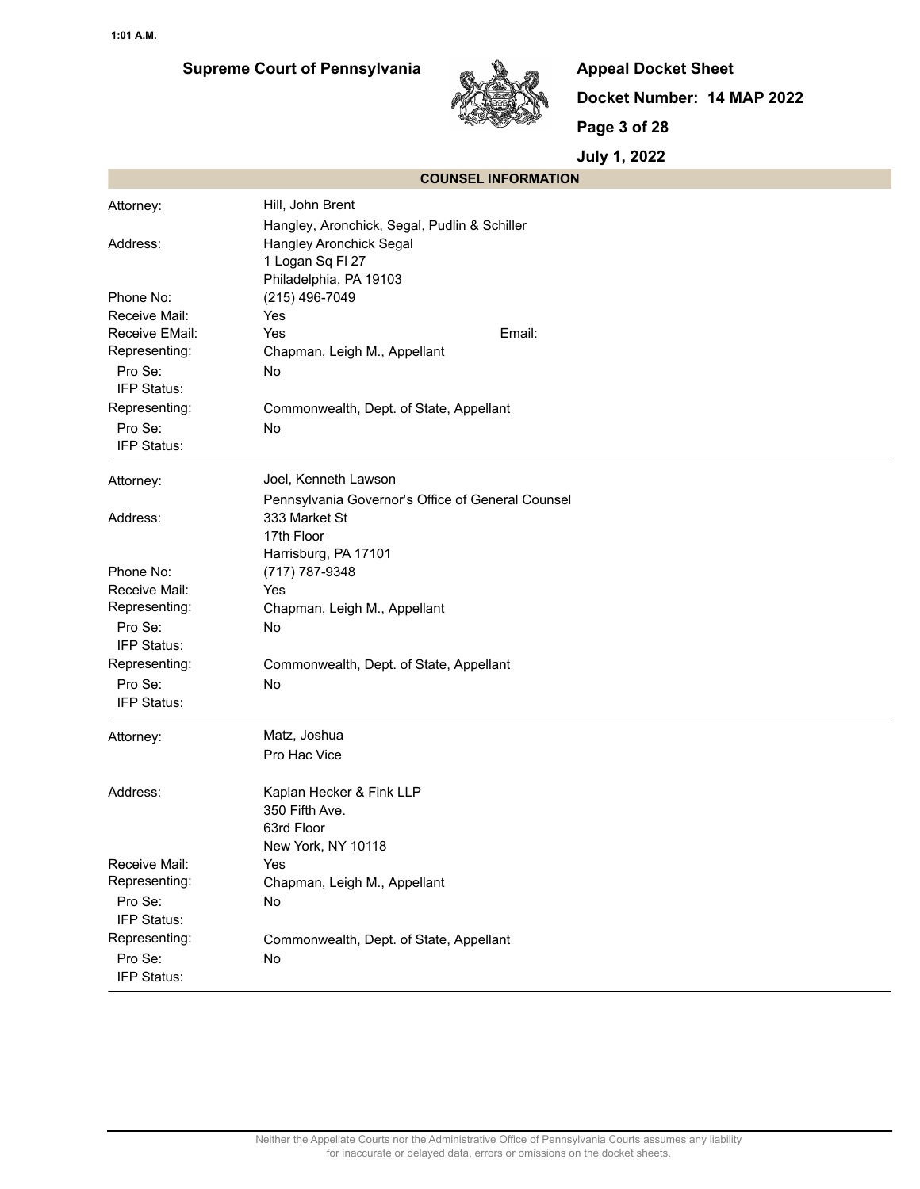**Supreme Court of Pennsylvania**

**Appeal Docket Sheet**

**Docket Number: 14 MAP 2022**

**July 1, 2022**

## COUNSEL INFORMATION

| | |
|---|---|
| Attorney: | Hill, John Brent |
| | Hangley, Aronchick, Segal, Pudlin & Schiller |
| Address: | Hangley Aronchick Segal<br>1 Logan Sq Fl 27<br>Philadelphia, PA 19103 |
| Phone No: | (215) 496-7049 |
| Receive Mail: | Yes |
| Receive EMail: | Yes Email: |
| Representing: | Chapman, Leigh M., Appellant |
| Pro Se: | No |
| IFP Status: | |
| Representing: | Commonwealth, Dept. of State, Appellant |
| Pro Se: | No |
| IFP Status: | |

---

| | |
|---|---|
| Attorney: | Joel, Kenneth Lawson |
| | Pennsylvania Governor's Office of General Counsel |
| Address: | 333 Market St<br>17th Floor<br>Harrisburg, PA 17101 |
| Phone No: | (717) 787-9348 |
| Receive Mail: | Yes |
| Representing: | Chapman, Leigh M., Appellant |
| Pro Se: | No |
| IFP Status: | |
| Representing: | Commonwealth, Dept. of State, Appellant |
| Pro Se: | No |
| IFP Status: | |

---

| | |
|---|---|
| Attorney: | Matz, Joshua |
| | Pro Hac Vice |
| Address: | Kaplan Hecker & Fink LLP<br>350 Fifth Ave.<br>63rd Floor<br>New York, NY 10118 |
| Receive Mail: | Yes |
| Representing: | Chapman, Leigh M., Appellant |
| Pro Se: | No |
| IFP Status: | |
| Representing: | Commonwealth, Dept. of State, Appellant |
| Pro Se: | No |
| IFP Status: | |

Neither the Appellate Courts nor the Administrative Office of Pennsylvania Courts assumes any liability for inaccurate or delayed data, errors or omissions on the docket sheets.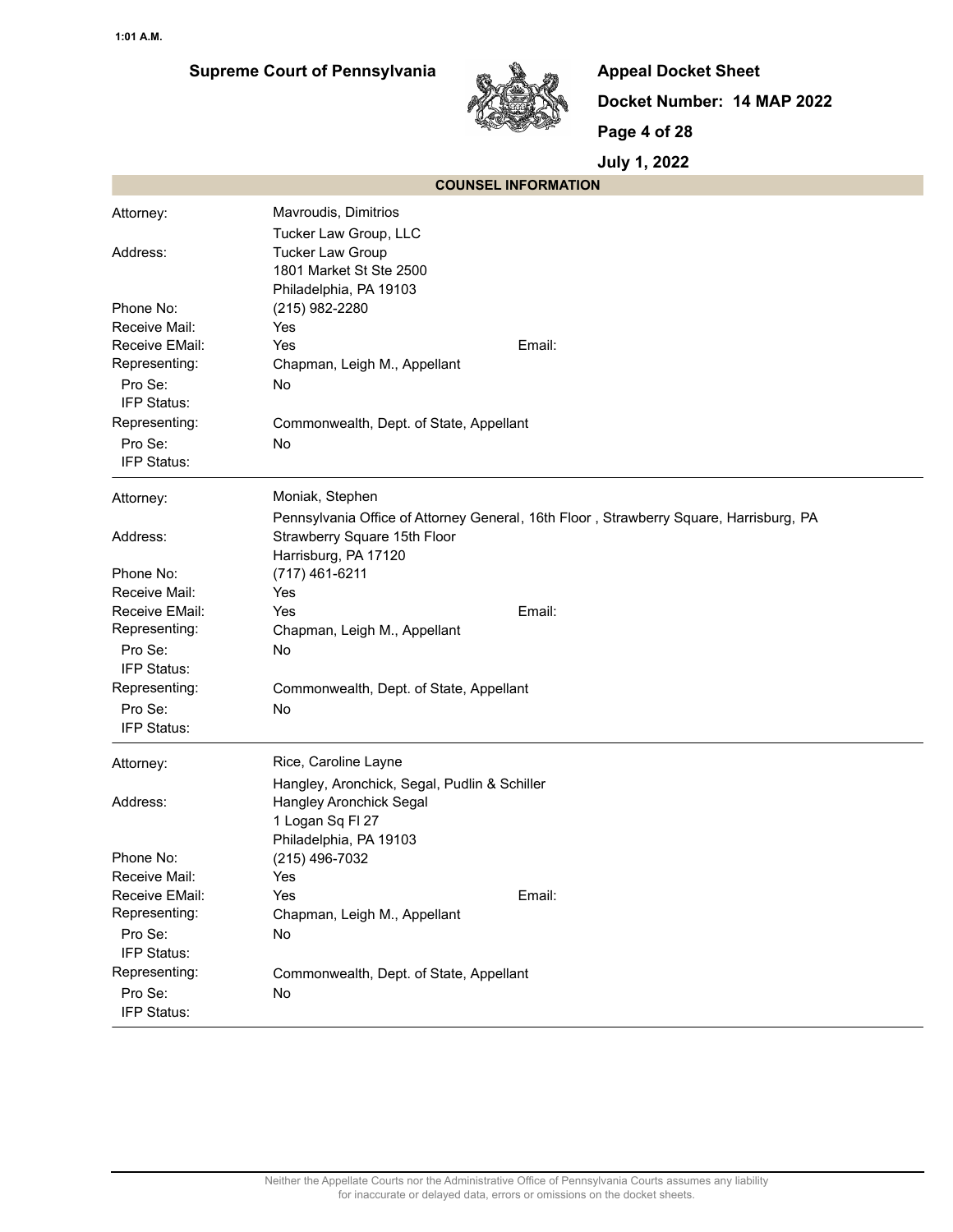## Supreme Court of Pennsylvania

**Appeal Docket Sheet**

**Docket Number: 14 MAP 2022**

**July 1, 2022**

### COUNSEL INFORMATION

| | |
|---|---|
| Attorney: | Mavroudis, Dimitrios |
| | Tucker Law Group, LLC |
| Address: | Tucker Law Group<br>1801 Market St Ste 2500<br>Philadelphia, PA 19103 |
| Phone No: | (215) 982-2280 |
| Receive Mail: | Yes |
| Receive EMail: | Yes &nbsp;&nbsp;&nbsp;&nbsp; Email: |
| Representing: | Chapman, Leigh M., Appellant |
| Pro Se: | No |
| IFP Status: | |
| Representing: | Commonwealth, Dept. of State, Appellant |
| Pro Se: | No |
| IFP Status: | |

| | |
|---|---|
| Attorney: | Moniak, Stephen |
| | Pennsylvania Office of Attorney General, 16th Floor , Strawberry Square, Harrisburg, PA |
| Address: | Strawberry Square 15th Floor<br>Harrisburg, PA 17120 |
| Phone No: | (717) 461-6211 |
| Receive Mail: | Yes |
| Receive EMail: | Yes &nbsp;&nbsp;&nbsp;&nbsp; Email: |
| Representing: | Chapman, Leigh M., Appellant |
| Pro Se: | No |
| IFP Status: | |
| Representing: | Commonwealth, Dept. of State, Appellant |
| Pro Se: | No |
| IFP Status: | |

| | |
|---|---|
| Attorney: | Rice, Caroline Layne |
| | Hangley, Aronchick, Segal, Pudlin & Schiller |
| Address: | Hangley Aronchick Segal<br>1 Logan Sq Fl 27<br>Philadelphia, PA 19103 |
| Phone No: | (215) 496-7032 |
| Receive Mail: | Yes |
| Receive EMail: | Yes &nbsp;&nbsp;&nbsp;&nbsp; Email: |
| Representing: | Chapman, Leigh M., Appellant |
| Pro Se: | No |
| IFP Status: | |
| Representing: | Commonwealth, Dept. of State, Appellant |
| Pro Se: | No |
| IFP Status: | |

Neither the Appellate Courts nor the Administrative Office of Pennsylvania Courts assumes any liability for inaccurate or delayed data, errors or omissions on the docket sheets.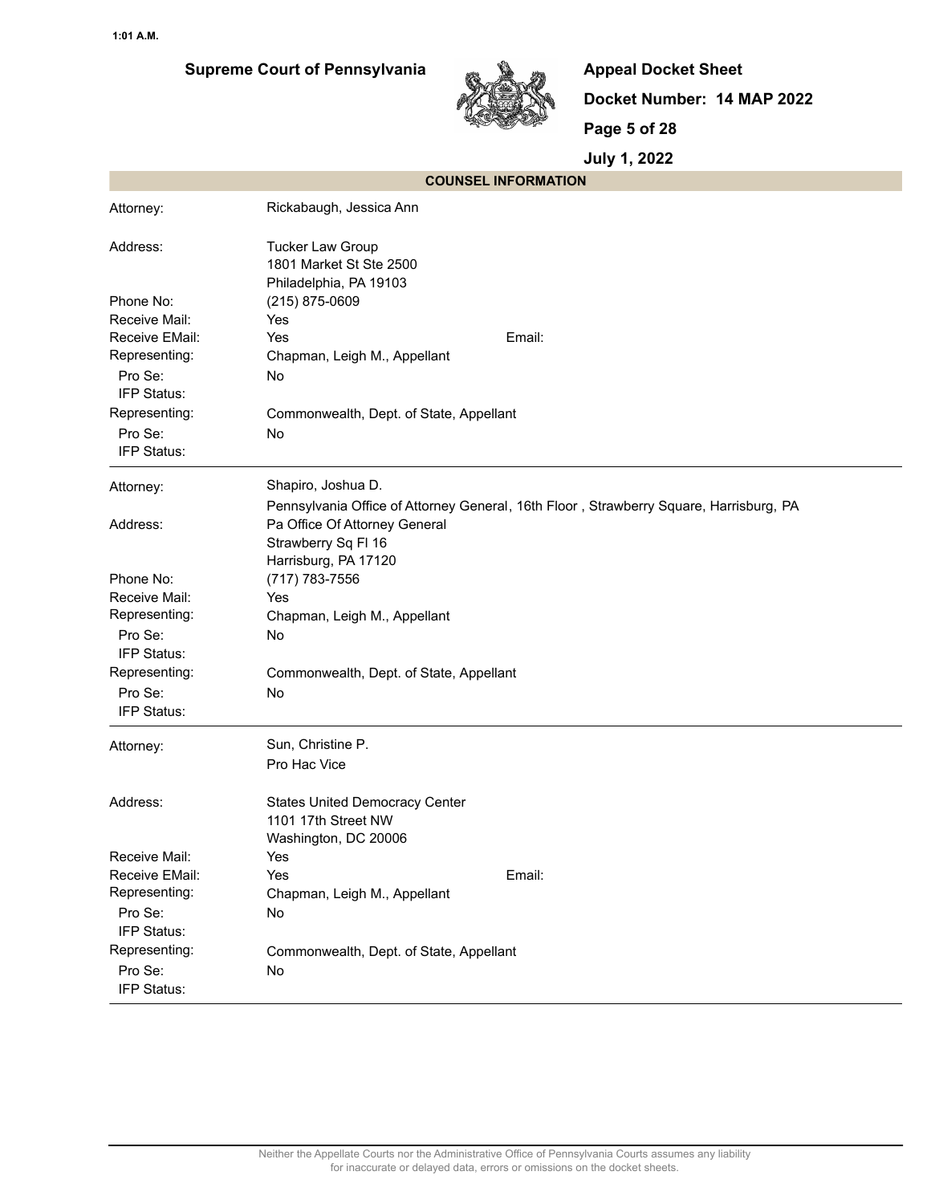## COUNSEL INFORMATION

| | |
|---|---|
| Attorney: | Rickabaugh, Jessica Ann |
| Address: | Tucker Law Group<br>1801 Market St Ste 2500<br>Philadelphia, PA 19103 |
| Phone No: | (215) 875-0609 |
| Receive Mail: | Yes |
| Receive EMail: | Yes Email: |
| Representing: | Chapman, Leigh M., Appellant |
| Pro Se: | No |
| IFP Status: | |
| Representing: | Commonwealth, Dept. of State, Appellant |
| Pro Se: | No |
| IFP Status: | |

| | |
|---|---|
| Attorney: | Shapiro, Joshua D.<br>Pennsylvania Office of Attorney General, 16th Floor , Strawberry Square, Harrisburg, PA |
| Address: | Pa Office Of Attorney General<br>Strawberry Sq Fl 16<br>Harrisburg, PA 17120 |
| Phone No: | (717) 783-7556 |
| Receive Mail: | Yes |
| Representing: | Chapman, Leigh M., Appellant |
| Pro Se: | No |
| IFP Status: | |
| Representing: | Commonwealth, Dept. of State, Appellant |
| Pro Se: | No |
| IFP Status: | |

| | |
|---|---|
| Attorney: | Sun, Christine P.<br>Pro Hac Vice |
| Address: | States United Democracy Center<br>1101 17th Street NW<br>Washington, DC 20006 |
| Receive Mail: | Yes |
| Receive EMail: | Yes Email: |
| Representing: | Chapman, Leigh M., Appellant |
| Pro Se: | No |
| IFP Status: | |
| Representing: | Commonwealth, Dept. of State, Appellant |
| Pro Se: | No |
| IFP Status: | |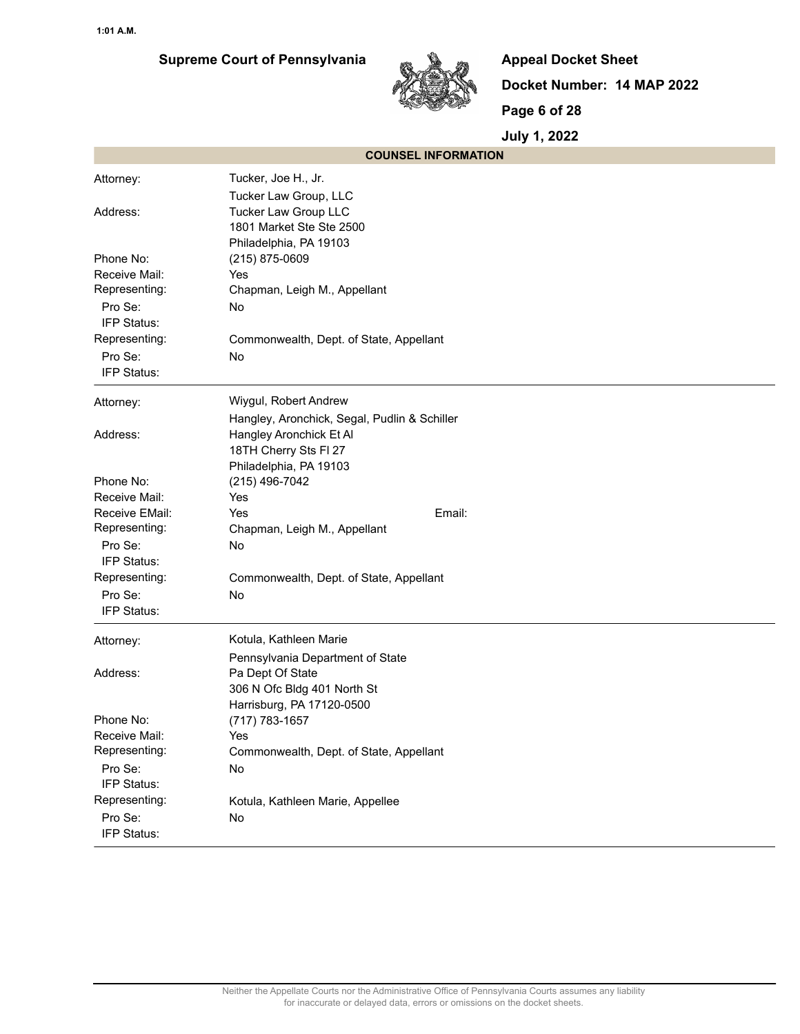## COUNSEL INFORMATION

| | |
|---|---|
| Attorney: | Tucker, Joe H., Jr. |
| | Tucker Law Group, LLC |
| Address: | Tucker Law Group LLC |
| | 1801 Market Ste Ste 2500 |
| | Philadelphia, PA 19103 |
| Phone No: | (215) 875-0609 |
| Receive Mail: | Yes |
| Representing: | Chapman, Leigh M., Appellant |
| Pro Se: | No |
| IFP Status: | |
| Representing: | Commonwealth, Dept. of State, Appellant |
| Pro Se: | No |
| IFP Status: | |

| | | |
|---|---|---|
| Attorney: | Wiygul, Robert Andrew | |
| | Hangley, Aronchick, Segal, Pudlin & Schiller | |
| Address: | Hangley Aronchick Et Al | |
| | 18TH Cherry Sts Fl 27 | |
| | Philadelphia, PA 19103 | |
| Phone No: | (215) 496-7042 | |
| Receive Mail: | Yes | |
| Receive EMail: | Yes | Email: |
| Representing: | Chapman, Leigh M., Appellant | |
| Pro Se: | No | |
| IFP Status: | | |
| Representing: | Commonwealth, Dept. of State, Appellant | |
| Pro Se: | No | |
| IFP Status: | | |

| | |
|---|---|
| Attorney: | Kotula, Kathleen Marie |
| | Pennsylvania Department of State |
| Address: | Pa Dept Of State |
| | 306 N Ofc Bldg 401 North St |
| | Harrisburg, PA 17120-0500 |
| Phone No: | (717) 783-1657 |
| Receive Mail: | Yes |
| Representing: | Commonwealth, Dept. of State, Appellant |
| Pro Se: | No |
| IFP Status: | |
| Representing: | Kotula, Kathleen Marie, Appellee |
| Pro Se: | No |
| IFP Status: | |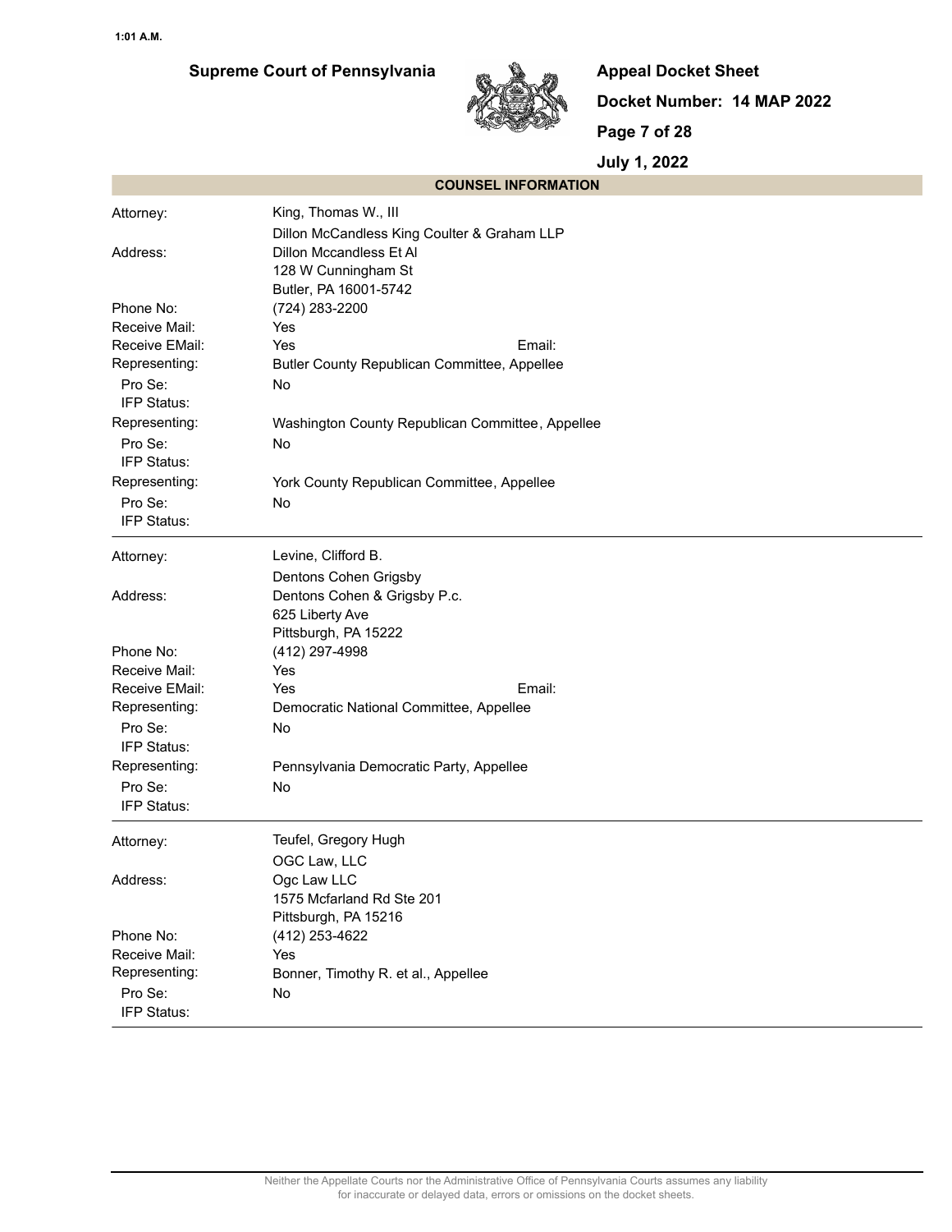## COUNSEL INFORMATION

| | |
|---|---|
| Attorney: | King, Thomas W., III |
| | Dillon McCandless King Coulter & Graham LLP |
| Address: | Dillon Mccandless Et Al |
| | 128 W Cunningham St |
| | Butler, PA 16001-5742 |
| Phone No: | (724) 283-2200 |
| Receive Mail: | Yes |
| Receive EMail: | Yes    Email: |
| Representing: | Butler County Republican Committee, Appellee |
| Pro Se: | No |
| IFP Status: | |
| Representing: | Washington County Republican Committee, Appellee |
| Pro Se: | No |
| IFP Status: | |
| Representing: | York County Republican Committee, Appellee |
| Pro Se: | No |
| IFP Status: | |

| | |
|---|---|
| Attorney: | Levine, Clifford B. |
| | Dentons Cohen Grigsby |
| Address: | Dentons Cohen & Grigsby P.c. |
| | 625 Liberty Ave |
| | Pittsburgh, PA 15222 |
| Phone No: | (412) 297-4998 |
| Receive Mail: | Yes |
| Receive EMail: | Yes    Email: |
| Representing: | Democratic National Committee, Appellee |
| Pro Se: | No |
| IFP Status: | |
| Representing: | Pennsylvania Democratic Party, Appellee |
| Pro Se: | No |
| IFP Status: | |

| | |
|---|---|
| Attorney: | Teufel, Gregory Hugh |
| | OGC Law, LLC |
| Address: | Ogc Law LLC |
| | 1575 Mcfarland Rd Ste 201 |
| | Pittsburgh, PA 15216 |
| Phone No: | (412) 253-4622 |
| Receive Mail: | Yes |
| Representing: | Bonner, Timothy R. et al., Appellee |
| Pro Se: | No |
| IFP Status: | |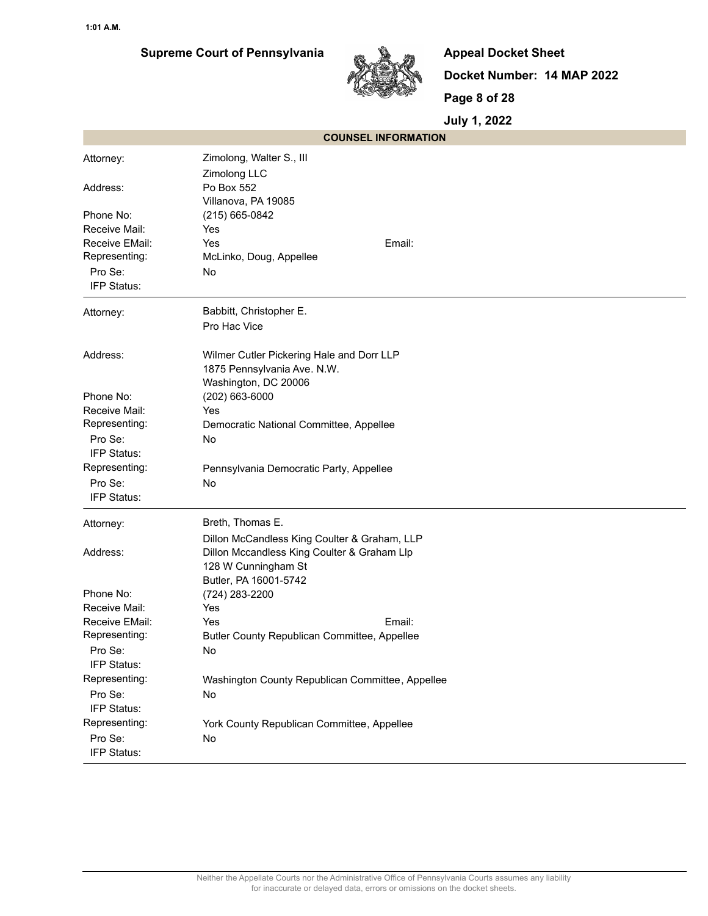## COUNSEL INFORMATION

| | |
|---|---|
| Attorney: | Zimolong, Walter S., III |
| | Zimolong LLC |
| Address: | Po Box 552 |
| | Villanova, PA 19085 |
| Phone No: | (215) 665-0842 |
| Receive Mail: | Yes |
| Receive EMail: | Yes     Email: |
| Representing: | McLinko, Doug, Appellee |
| Pro Se: | No |
| IFP Status: | |

---

| | |
|---|---|
| Attorney: | Babbitt, Christopher E. |
| | Pro Hac Vice |
| Address: | Wilmer Cutler Pickering Hale and Dorr LLP |
| | 1875 Pennsylvania Ave. N.W. |
| | Washington, DC 20006 |
| Phone No: | (202) 663-6000 |
| Receive Mail: | Yes |
| Representing: | Democratic National Committee, Appellee |
| Pro Se: | No |
| IFP Status: | |
| Representing: | Pennsylvania Democratic Party, Appellee |
| Pro Se: | No |
| IFP Status: | |

---

| | |
|---|---|
| Attorney: | Breth, Thomas E. |
| | Dillon McCandless King Coulter & Graham, LLP |
| Address: | Dillon Mccandless King Coulter & Graham Llp |
| | 128 W Cunningham St |
| | Butler, PA 16001-5742 |
| Phone No: | (724) 283-2200 |
| Receive Mail: | Yes |
| Receive EMail: | Yes     Email: |
| Representing: | Butler County Republican Committee, Appellee |
| Pro Se: | No |
| IFP Status: | |
| Representing: | Washington County Republican Committee, Appellee |
| Pro Se: | No |
| IFP Status: | |
| Representing: | York County Republican Committee, Appellee |
| Pro Se: | No |
| IFP Status: | |

Neither the Appellate Courts nor the Administrative Office of Pennsylvania Courts assumes any liability for inaccurate or delayed data, errors or omissions on the docket sheets.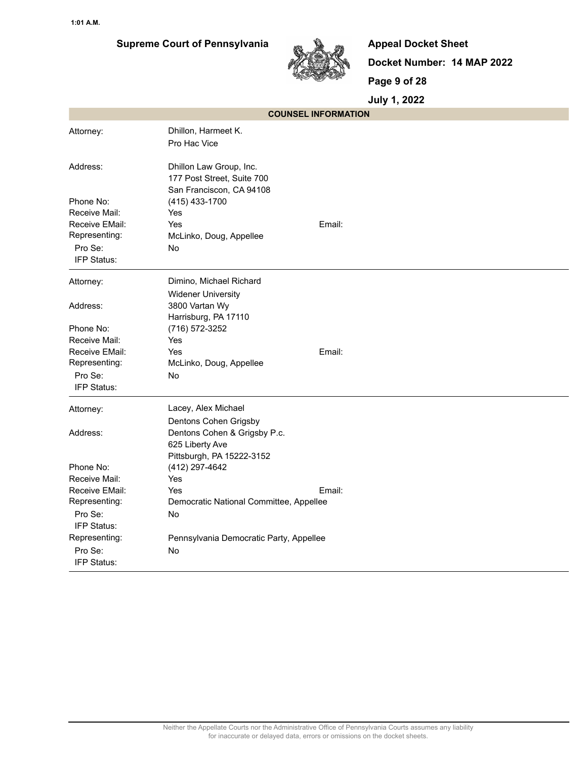## COUNSEL INFORMATION

| | | |
|---|---|---|
| Attorney: | Dhillon, Harmeet K. | |
| | Pro Hac Vice | |
| Address: | Dhillon Law Group, Inc. | |
| | 177 Post Street, Suite 700 | |
| | San Franciscon, CA 94108 | |
| Phone No: | (415) 433-1700 | |
| Receive Mail: | Yes | |
| Receive EMail: | Yes | Email: |
| Representing: | McLinko, Doug, Appellee | |
| Pro Se: | No | |
| IFP Status: | | |

| | | |
|---|---|---|
| Attorney: | Dimino, Michael Richard | |
| | Widener University | |
| Address: | 3800 Vartan Wy | |
| | Harrisburg, PA 17110 | |
| Phone No: | (716) 572-3252 | |
| Receive Mail: | Yes | |
| Receive EMail: | Yes | Email: |
| Representing: | McLinko, Doug, Appellee | |
| Pro Se: | No | |
| IFP Status: | | |

| | | |
|---|---|---|
| Attorney: | Lacey, Alex Michael | |
| | Dentons Cohen Grigsby | |
| Address: | Dentons Cohen & Grigsby P.c. | |
| | 625 Liberty Ave | |
| | Pittsburgh, PA 15222-3152 | |
| Phone No: | (412) 297-4642 | |
| Receive Mail: | Yes | |
| Receive EMail: | Yes | Email: |
| Representing: | Democratic National Committee, Appellee | |
| Pro Se: | No | |
| IFP Status: | | |
| Representing: | Pennsylvania Democratic Party, Appellee | |
| Pro Se: | No | |
| IFP Status: | | |

Neither the Appellate Courts nor the Administrative Office of Pennsylvania Courts assumes any liability for inaccurate or delayed data, errors or omissions on the docket sheets.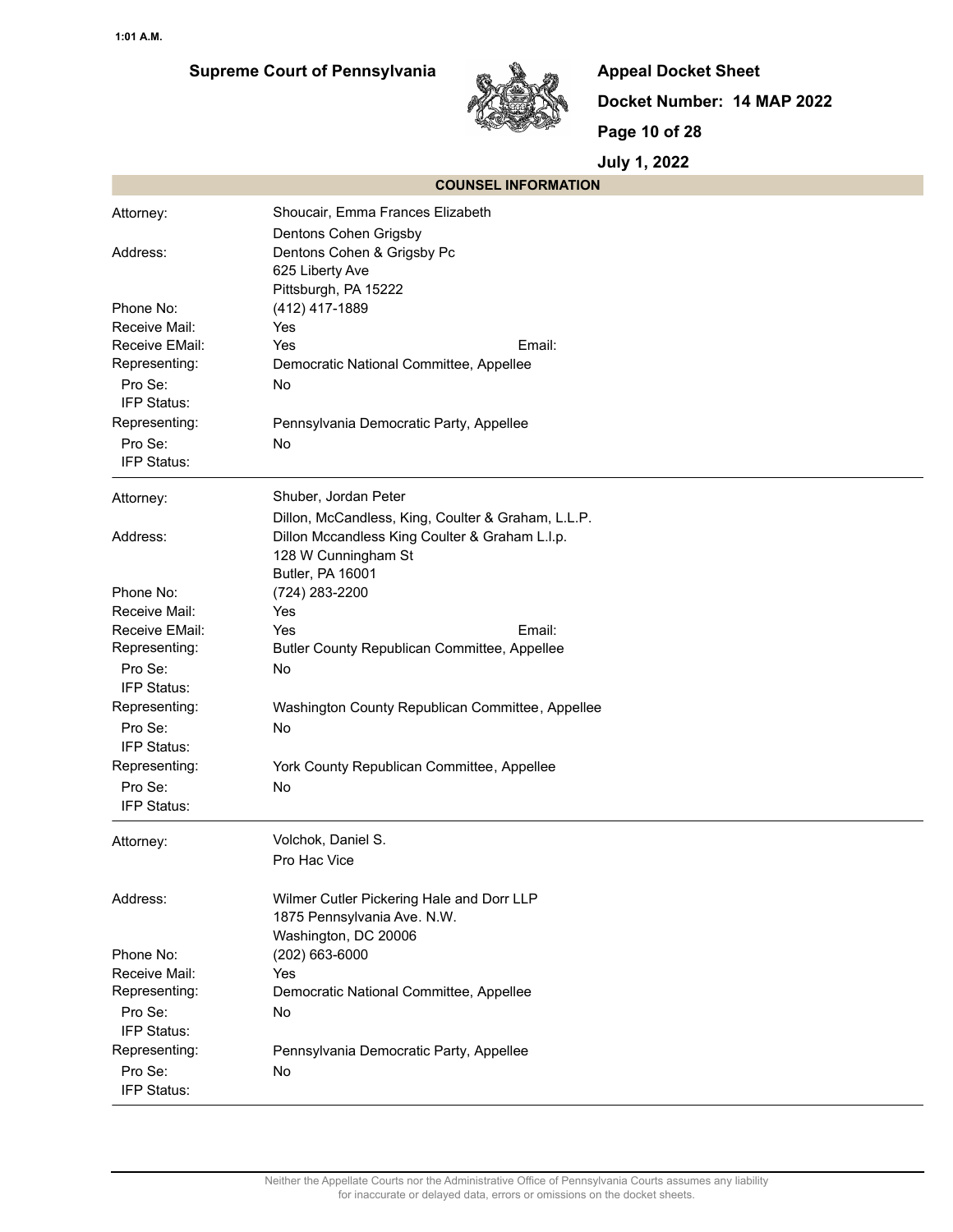## COUNSEL INFORMATION

| | |
|---|---|
| Attorney: | Shoucair, Emma Frances Elizabeth |
| | Dentons Cohen Grigsby |
| Address: | Dentons Cohen & Grigsby Pc |
| | 625 Liberty Ave |
| | Pittsburgh, PA 15222 |
| Phone No: | (412) 417-1889 |
| Receive Mail: | Yes |
| Receive EMail: | Yes    Email: |
| Representing: | Democratic National Committee, Appellee |
| Pro Se: | No |
| IFP Status: | |
| Representing: | Pennsylvania Democratic Party, Appellee |
| Pro Se: | No |
| IFP Status: | |

| | |
|---|---|
| Attorney: | Shuber, Jordan Peter |
| | Dillon, McCandless, King, Coulter & Graham, L.L.P. |
| Address: | Dillon Mccandless King Coulter & Graham L.l.p. |
| | 128 W Cunningham St |
| | Butler, PA 16001 |
| Phone No: | (724) 283-2200 |
| Receive Mail: | Yes |
| Receive EMail: | Yes    Email: |
| Representing: | Butler County Republican Committee, Appellee |
| Pro Se: | No |
| IFP Status: | |
| Representing: | Washington County Republican Committee, Appellee |
| Pro Se: | No |
| IFP Status: | |
| Representing: | York County Republican Committee, Appellee |
| Pro Se: | No |
| IFP Status: | |

| | |
|---|---|
| Attorney: | Volchok, Daniel S. |
| | Pro Hac Vice |
| Address: | Wilmer Cutler Pickering Hale and Dorr LLP |
| | 1875 Pennsylvania Ave. N.W. |
| | Washington, DC 20006 |
| Phone No: | (202) 663-6000 |
| Receive Mail: | Yes |
| Representing: | Democratic National Committee, Appellee |
| Pro Se: | No |
| IFP Status: | |
| Representing: | Pennsylvania Democratic Party, Appellee |
| Pro Se: | No |
| IFP Status: | |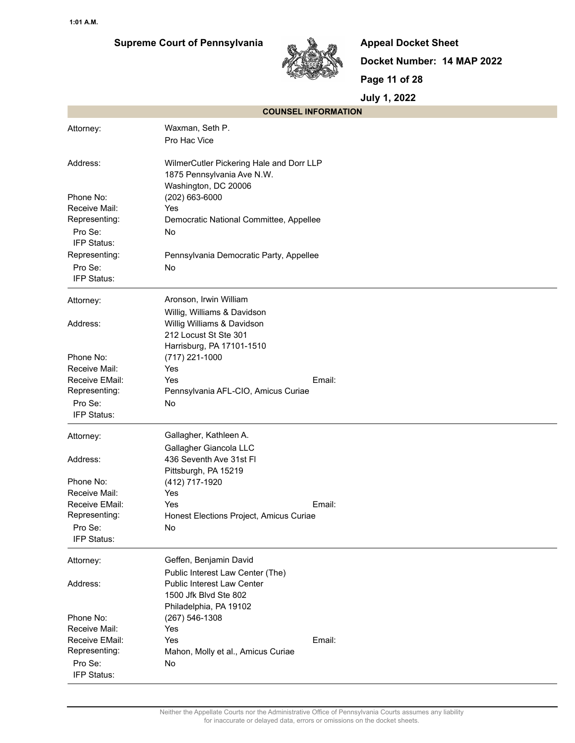## COUNSEL INFORMATION

Attorney: Waxman, Seth P.
Pro Hac Vice

Address: WilmerCutler Pickering Hale and Dorr LLP
1875 Pennsylvania Ave N.W.
Washington, DC 20006

Phone No: (202) 663-6000
Receive Mail: Yes
Representing: Democratic National Committee, Appellee
Pro Se: No
IFP Status:
Representing: Pennsylvania Democratic Party, Appellee
Pro Se: No
IFP Status:

---

Attorney: Aronson, Irwin William
Willig, Williams & Davidson

Address: Willig Williams & Davidson
212 Locust St Ste 301
Harrisburg, PA 17101-1510

Phone No: (717) 221-1000
Receive Mail: Yes
Receive EMail: Yes Email:
Representing: Pennsylvania AFL-CIO, Amicus Curiae
Pro Se: No
IFP Status:

---

Attorney: Gallagher, Kathleen A.
Gallagher Giancola LLC

Address: 436 Seventh Ave 31st Fl
Pittsburgh, PA 15219

Phone No: (412) 717-1920
Receive Mail: Yes
Receive EMail: Yes Email:
Representing: Honest Elections Project, Amicus Curiae
Pro Se: No
IFP Status:

---

Attorney: Geffen, Benjamin David
Public Interest Law Center (The)

Address: Public Interest Law Center
1500 Jfk Blvd Ste 802
Philadelphia, PA 19102

Phone No: (267) 546-1308
Receive Mail: Yes
Receive EMail: Yes Email:
Representing: Mahon, Molly et al., Amicus Curiae
Pro Se: No
IFP Status:

---

Neither the Appellate Courts nor the Administrative Office of Pennsylvania Courts assumes any liability for inaccurate or delayed data, errors or omissions on the docket sheets.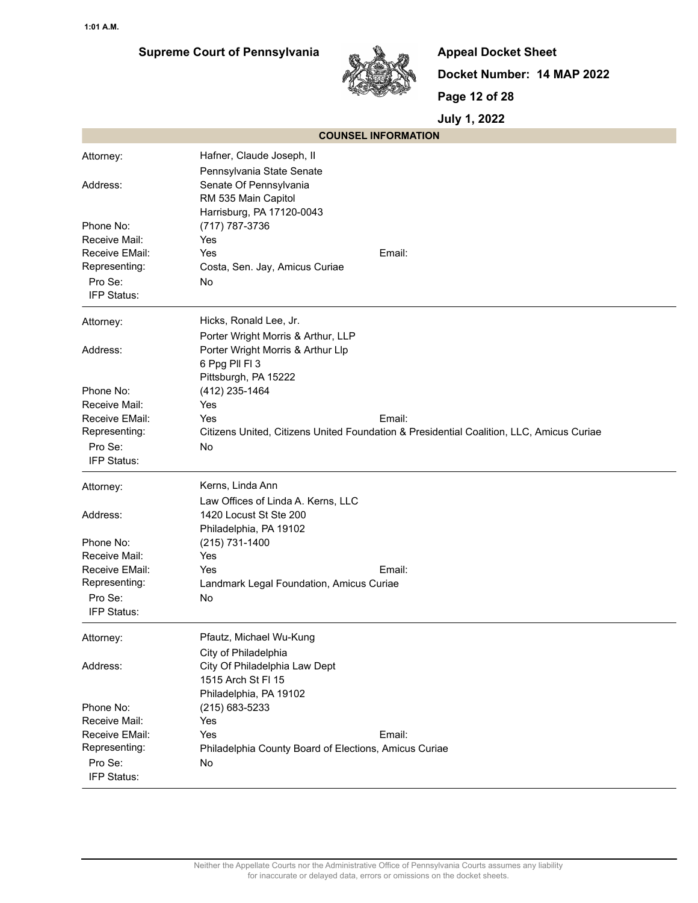## COUNSEL INFORMATION

| | |
|---|---|
| Attorney: | Hafner, Claude Joseph, II |
| | Pennsylvania State Senate |
| Address: | Senate Of Pennsylvania<br>RM 535 Main Capitol<br>Harrisburg, PA 17120-0043 |
| Phone No: | (717) 787-3736 |
| Receive Mail: | Yes |
| Receive EMail: | Yes Email: |
| Representing: | Costa, Sen. Jay, Amicus Curiae |
| Pro Se: | No |
| IFP Status: | |

| | |
|---|---|
| Attorney: | Hicks, Ronald Lee, Jr. |
| | Porter Wright Morris & Arthur, LLP |
| Address: | Porter Wright Morris & Arthur Llp<br>6 Ppg Pll Fl 3<br>Pittsburgh, PA 15222 |
| Phone No: | (412) 235-1464 |
| Receive Mail: | Yes |
| Receive EMail: | Yes Email: |
| Representing: | Citizens United, Citizens United Foundation & Presidential Coalition, LLC, Amicus Curiae |
| Pro Se: | No |
| IFP Status: | |

| | |
|---|---|
| Attorney: | Kerns, Linda Ann |
| | Law Offices of Linda A. Kerns, LLC |
| Address: | 1420 Locust St Ste 200<br>Philadelphia, PA 19102 |
| Phone No: | (215) 731-1400 |
| Receive Mail: | Yes |
| Receive EMail: | Yes Email: |
| Representing: | Landmark Legal Foundation, Amicus Curiae |
| Pro Se: | No |
| IFP Status: | |

| | |
|---|---|
| Attorney: | Pfautz, Michael Wu-Kung |
| | City of Philadelphia |
| Address: | City Of Philadelphia Law Dept<br>1515 Arch St Fl 15<br>Philadelphia, PA 19102 |
| Phone No: | (215) 683-5233 |
| Receive Mail: | Yes |
| Receive EMail: | Yes Email: |
| Representing: | Philadelphia County Board of Elections, Amicus Curiae |
| Pro Se: | No |
| IFP Status: | |

Neither the Appellate Courts nor the Administrative Office of Pennsylvania Courts assumes any liability for inaccurate or delayed data, errors or omissions on the docket sheets.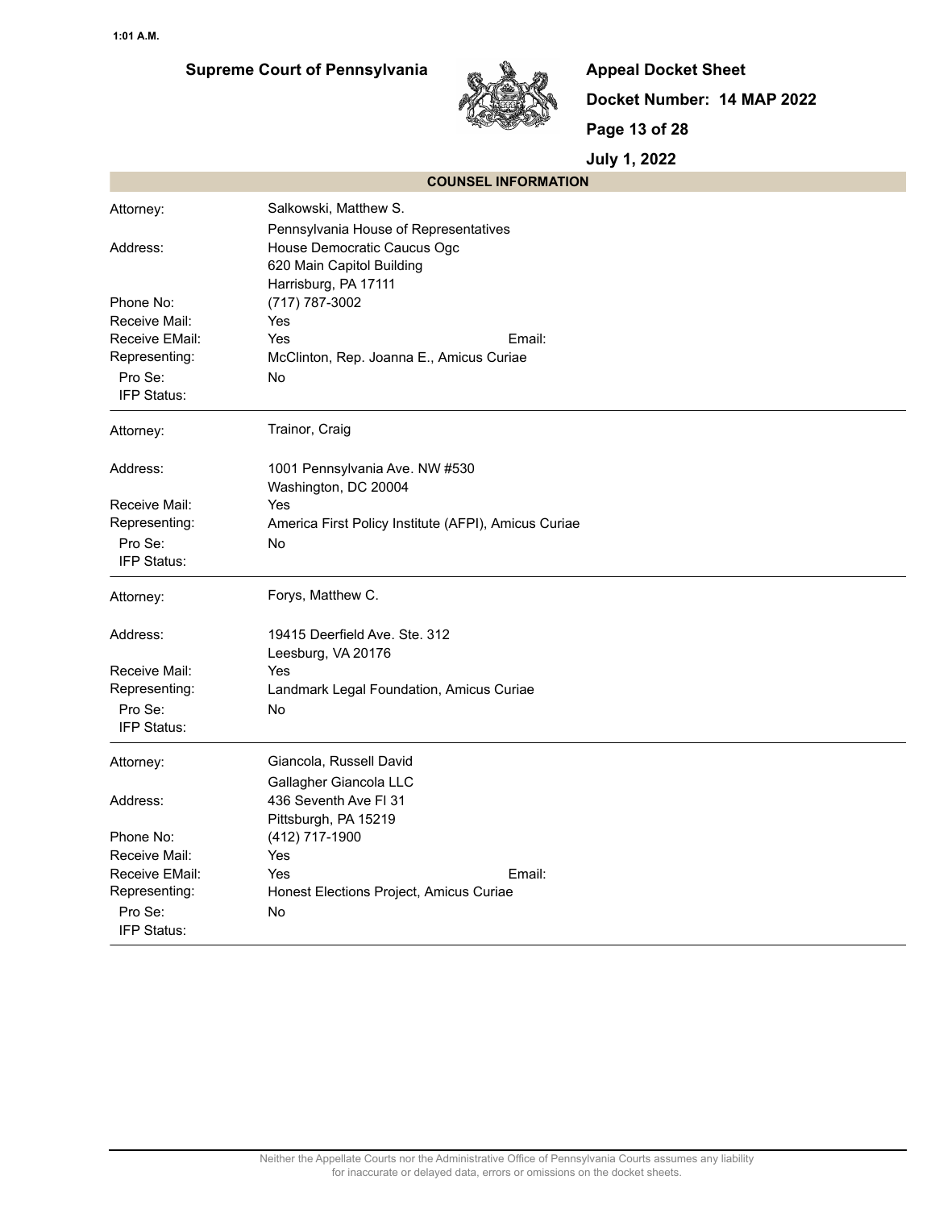## COUNSEL INFORMATION

| | |
|---|---|
| Attorney: | Salkowski, Matthew S. |
| | Pennsylvania House of Representatives |
| Address: | House Democratic Caucus Ogc |
| | 620 Main Capitol Building |
| | Harrisburg, PA 17111 |
| Phone No: | (717) 787-3002 |
| Receive Mail: | Yes |
| Receive EMail: | Yes Email: |
| Representing: | McClinton, Rep. Joanna E., Amicus Curiae |
| Pro Se: | No |
| IFP Status: | |

| | |
|---|---|
| Attorney: | Trainor, Craig |
| Address: | 1001 Pennsylvania Ave. NW #530 |
| | Washington, DC 20004 |
| Receive Mail: | Yes |
| Representing: | America First Policy Institute (AFPI), Amicus Curiae |
| Pro Se: | No |
| IFP Status: | |

| | |
|---|---|
| Attorney: | Forys, Matthew C. |
| Address: | 19415 Deerfield Ave. Ste. 312 |
| | Leesburg, VA 20176 |
| Receive Mail: | Yes |
| Representing: | Landmark Legal Foundation, Amicus Curiae |
| Pro Se: | No |
| IFP Status: | |

| | |
|---|---|
| Attorney: | Giancola, Russell David |
| | Gallagher Giancola LLC |
| Address: | 436 Seventh Ave Fl 31 |
| | Pittsburgh, PA 15219 |
| Phone No: | (412) 717-1900 |
| Receive Mail: | Yes |
| Receive EMail: | Yes Email: |
| Representing: | Honest Elections Project, Amicus Curiae |
| Pro Se: | No |
| IFP Status: | |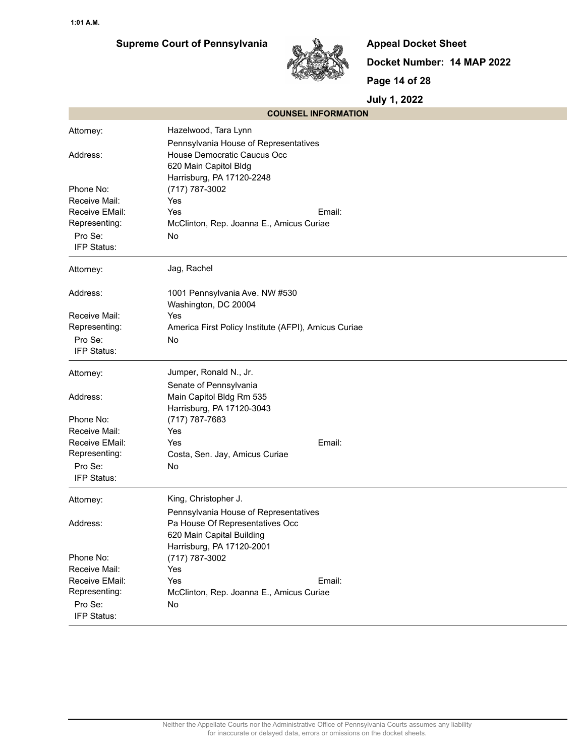## COUNSEL INFORMATION

| | |
|---|---|
| Attorney: | Hazelwood, Tara Lynn |
| | Pennsylvania House of Representatives |
| Address: | House Democratic Caucus Occ<br>620 Main Capitol Bldg<br>Harrisburg, PA 17120-2248 |
| Phone No: | (717) 787-3002 |
| Receive Mail: | Yes |
| Receive EMail: | Yes Email: |
| Representing: | McClinton, Rep. Joanna E., Amicus Curiae |
| Pro Se: | No |
| IFP Status: | |

| | |
|---|---|
| Attorney: | Jag, Rachel |
| Address: | 1001 Pennsylvania Ave. NW #530<br>Washington, DC 20004 |
| Receive Mail: | Yes |
| Representing: | America First Policy Institute (AFPI), Amicus Curiae |
| Pro Se: | No |
| IFP Status: | |

| | |
|---|---|
| Attorney: | Jumper, Ronald N., Jr. |
| | Senate of Pennsylvania |
| Address: | Main Capitol Bldg Rm 535<br>Harrisburg, PA 17120-3043 |
| Phone No: | (717) 787-7683 |
| Receive Mail: | Yes |
| Receive EMail: | Yes Email: |
| Representing: | Costa, Sen. Jay, Amicus Curiae |
| Pro Se: | No |
| IFP Status: | |

| | |
|---|---|
| Attorney: | King, Christopher J. |
| | Pennsylvania House of Representatives |
| Address: | Pa House Of Representatives Occ<br>620 Main Capital Building<br>Harrisburg, PA 17120-2001 |
| Phone No: | (717) 787-3002 |
| Receive Mail: | Yes |
| Receive EMail: | Yes Email: |
| Representing: | McClinton, Rep. Joanna E., Amicus Curiae |
| Pro Se: | No |
| IFP Status: | |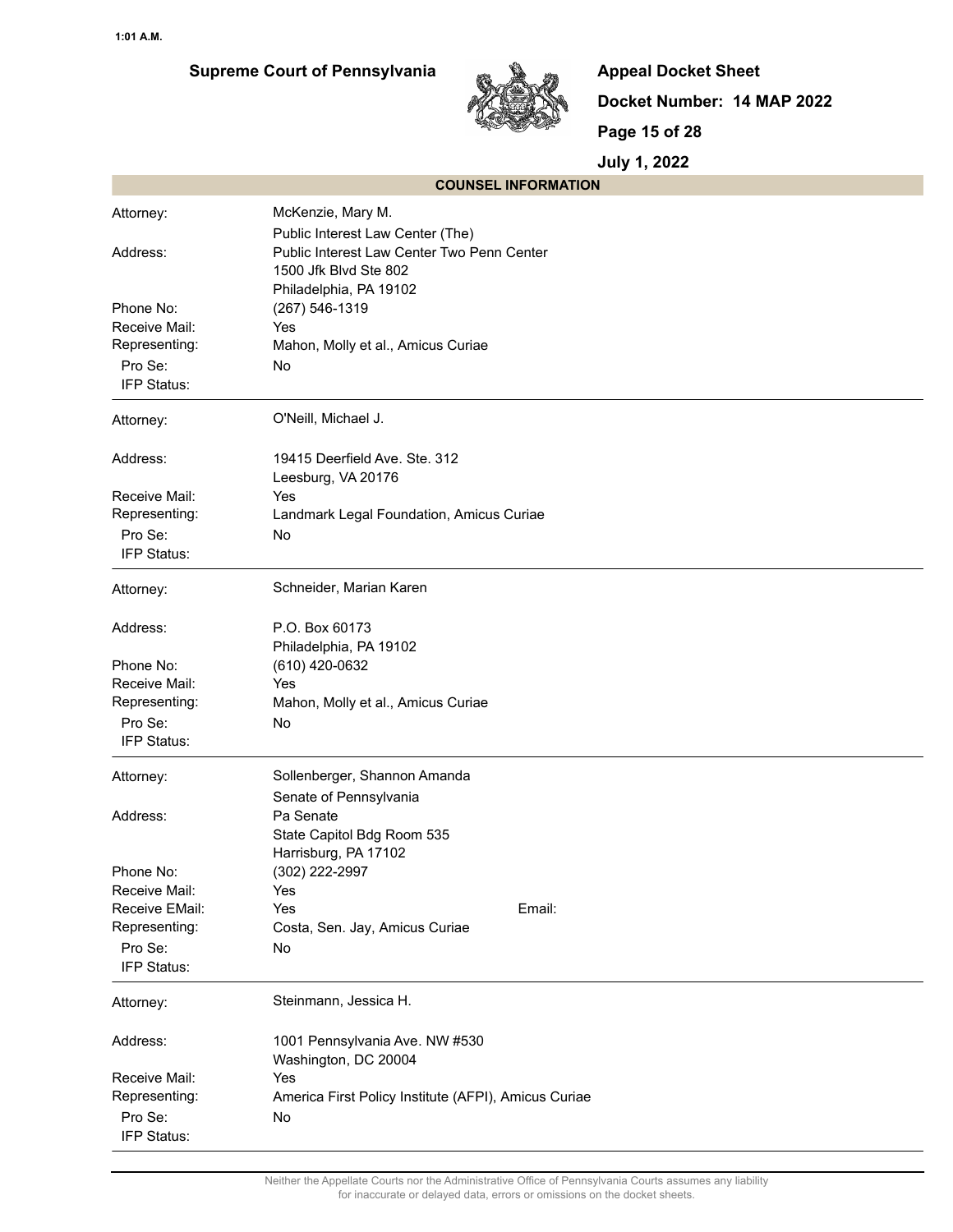## COUNSEL INFORMATION

| | |
|---|---|
| Attorney: | McKenzie, Mary M. |
| | Public Interest Law Center (The) |
| Address: | Public Interest Law Center Two Penn Center<br>1500 Jfk Blvd Ste 802<br>Philadelphia, PA 19102 |
| Phone No: | (267) 546-1319 |
| Receive Mail: | Yes |
| Representing: | Mahon, Molly et al., Amicus Curiae |
| Pro Se: | No |
| IFP Status: | |

| | |
|---|---|
| Attorney: | O'Neill, Michael J. |
| Address: | 19415 Deerfield Ave. Ste. 312<br>Leesburg, VA 20176 |
| Receive Mail: | Yes |
| Representing: | Landmark Legal Foundation, Amicus Curiae |
| Pro Se: | No |
| IFP Status: | |

| | |
|---|---|
| Attorney: | Schneider, Marian Karen |
| Address: | P.O. Box 60173<br>Philadelphia, PA 19102 |
| Phone No: | (610) 420-0632 |
| Receive Mail: | Yes |
| Representing: | Mahon, Molly et al., Amicus Curiae |
| Pro Se: | No |
| IFP Status: | |

| | | | |
|---|---|---|---|
| Attorney: | Sollenberger, Shannon Amanda | | |
| | Senate of Pennsylvania | | |
| Address: | Pa Senate<br>State Capitol Bdg Room 535<br>Harrisburg, PA 17102 | | |
| Phone No: | (302) 222-2997 | | |
| Receive Mail: | Yes | | |
| Receive EMail: | Yes | Email: | |
| Representing: | Costa, Sen. Jay, Amicus Curiae | | |
| Pro Se: | No | | |
| IFP Status: | | | |

| | |
|---|---|
| Attorney: | Steinmann, Jessica H. |
| Address: | 1001 Pennsylvania Ave. NW #530<br>Washington, DC 20004 |
| Receive Mail: | Yes |
| Representing: | America First Policy Institute (AFPI), Amicus Curiae |
| Pro Se: | No |
| IFP Status: | |

Neither the Appellate Courts nor the Administrative Office of Pennsylvania Courts assumes any liability for inaccurate or delayed data, errors or omissions on the docket sheets.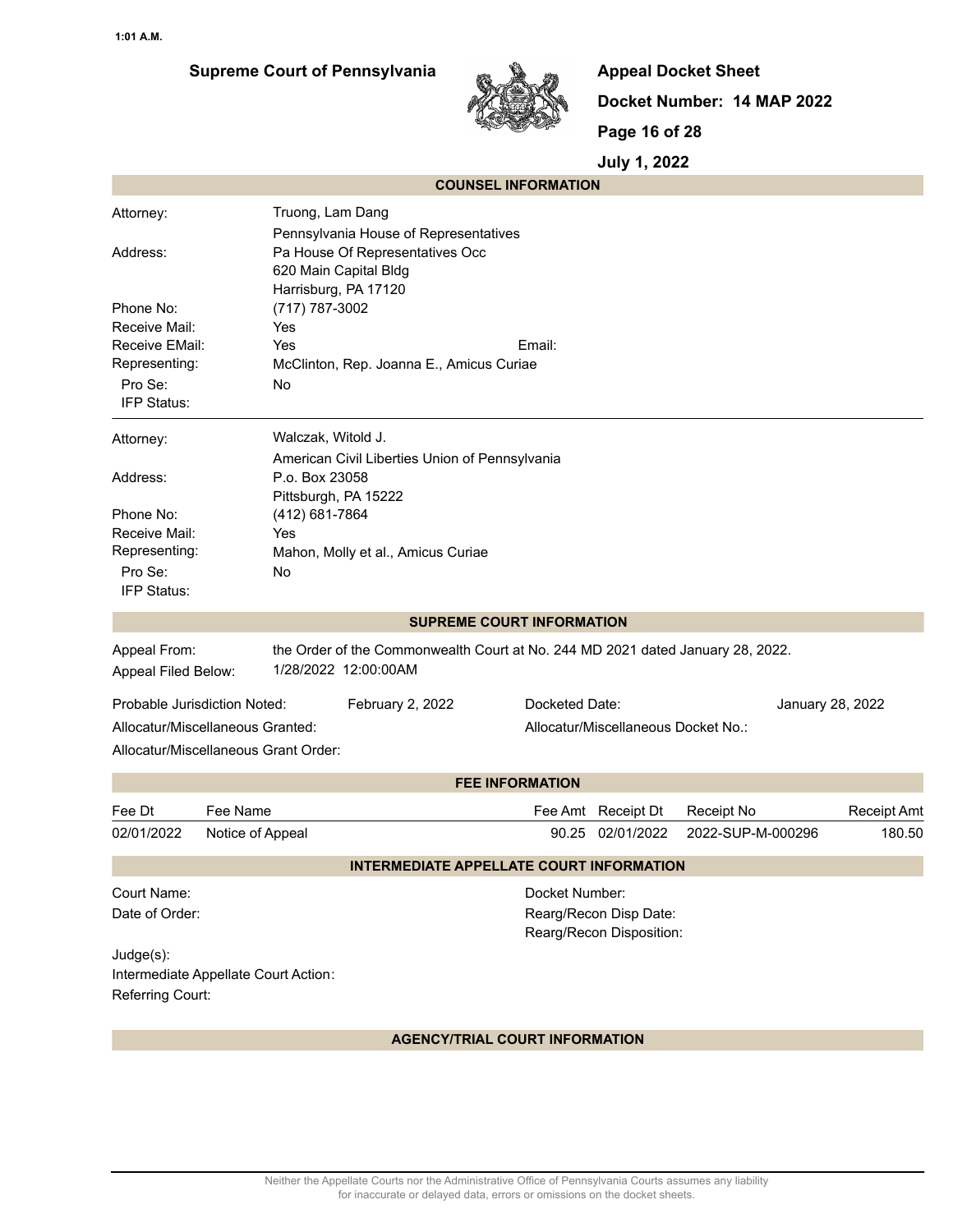## COUNSEL INFORMATION

**Attorney:** Truong, Lam Dang
Pennsylvania House of Representatives
**Address:** Pa House Of Representatives Occ
620 Main Capital Bldg
Harrisburg, PA 17120
**Phone No:** (717) 787-3002
**Receive Mail:** Yes
**Receive EMail:** Yes **Email:**
**Representing:** McClinton, Rep. Joanna E., Amicus Curiae
**Pro Se:** No
**IFP Status:**

---

**Attorney:** Walczak, Witold J.
American Civil Liberties Union of Pennsylvania
**Address:** P.o. Box 23058
Pittsburgh, PA 15222
**Phone No:** (412) 681-7864
**Receive Mail:** Yes
**Representing:** Mahon, Molly et al., Amicus Curiae
**Pro Se:** No
**IFP Status:**

## SUPREME COURT INFORMATION

**Appeal From:** the Order of the Commonwealth Court at No. 244 MD 2021 dated January 28, 2022.
**Appeal Filed Below:** 1/28/2022 12:00:00AM

**Probable Jurisdiction Noted:** February 2, 2022 **Docketed Date:** January 28, 2022
**Allocatur/Miscellaneous Granted:** **Allocatur/Miscellaneous Docket No.:**
**Allocatur/Miscellaneous Grant Order:**

## FEE INFORMATION

| Fee Dt | Fee Name | Fee Amt | Receipt Dt | Receipt No | Receipt Amt |
|---|---|---|---|---|---|
| 02/01/2022 | Notice of Appeal | 90.25 | 02/01/2022 | 2022-SUP-M-000296 | 180.50 |

## INTERMEDIATE APPELLATE COURT INFORMATION

**Court Name:** **Docket Number:**
**Date of Order:** **Rearg/Recon Disp Date:**
**Rearg/Recon Disposition:**

**Judge(s):**
**Intermediate Appellate Court Action:**
**Referring Court:**

## AGENCY/TRIAL COURT INFORMATION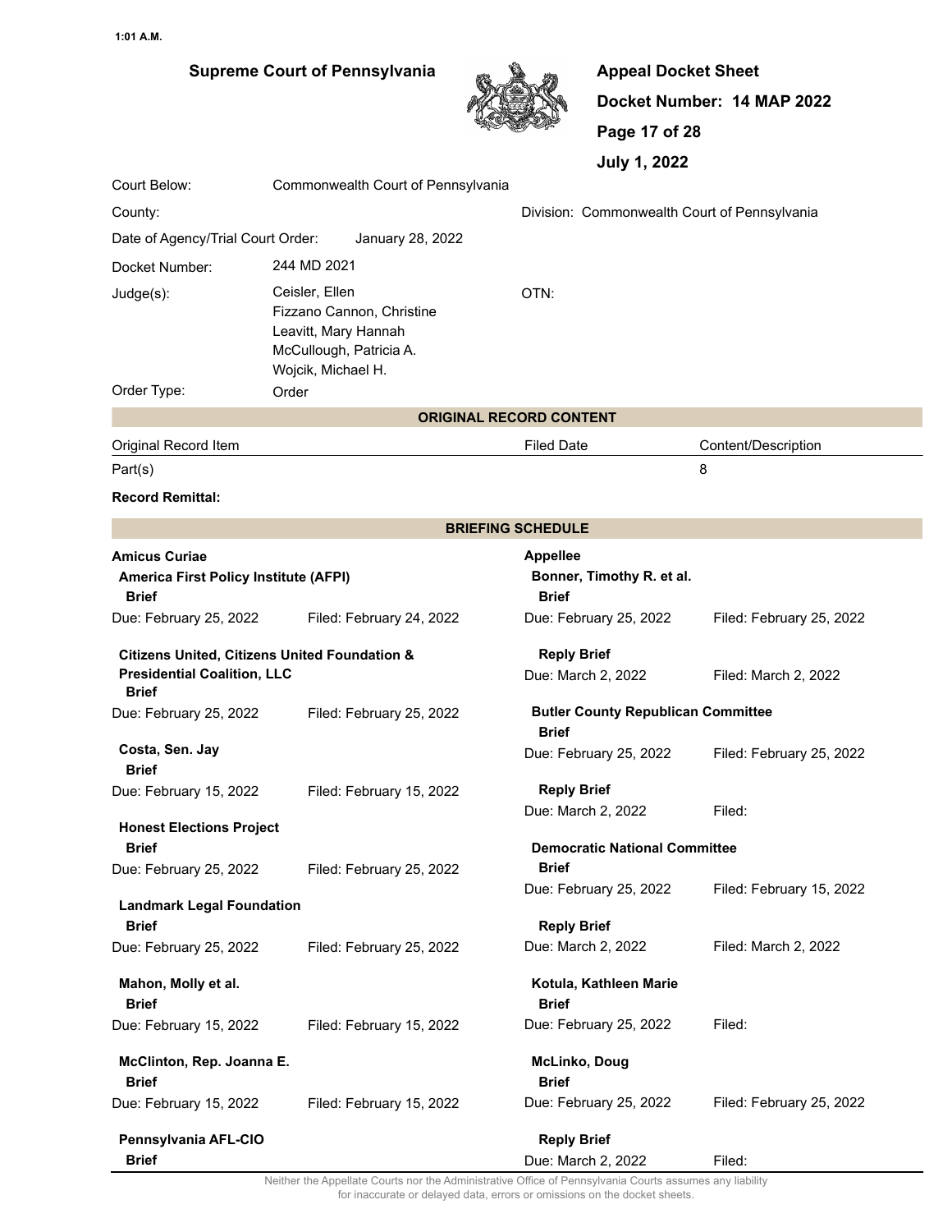## Supreme Court of Pennsylvania

**Appeal Docket Sheet**

**Docket Number: 14 MAP 2022**

**July 1, 2022**

Court Below: Commonwealth Court of Pennsylvania

County:

Division: Commonwealth Court of Pennsylvania

Date of Agency/Trial Court Order: January 28, 2022

Docket Number: 244 MD 2021

Judge(s): Ceisler, Ellen; Fizzano Cannon, Christine; Leavitt, Mary Hannah; McCullough, Patricia A.; Wojcik, Michael H.

OTN:

Order Type: Order

### ORIGINAL RECORD CONTENT

| Original Record Item | Filed Date | Content/Description |
|---|---|---|
| Part(s) | | 8 |

**Record Remittal:**

### BRIEFING SCHEDULE

**Amicus Curiae**

**America First Policy Institute (AFPI)**
**Brief**
Due: February 25, 2022 — Filed: February 24, 2022

**Citizens United, Citizens United Foundation & Presidential Coalition, LLC**
**Brief**
Due: February 25, 2022 — Filed: February 25, 2022

**Costa, Sen. Jay**
**Brief**
Due: February 15, 2022 — Filed: February 15, 2022

**Honest Elections Project**
**Brief**
Due: February 25, 2022 — Filed: February 25, 2022

**Landmark Legal Foundation**
**Brief**
Due: February 25, 2022 — Filed: February 25, 2022

**Mahon, Molly et al.**
**Brief**
Due: February 15, 2022 — Filed: February 15, 2022

**McClinton, Rep. Joanna E.**
**Brief**
Due: February 15, 2022 — Filed: February 15, 2022

**Pennsylvania AFL-CIO**
**Brief**

**Appellee**

**Bonner, Timothy R. et al.**
**Brief**
Due: February 25, 2022 — Filed: February 25, 2022

**Reply Brief**
Due: March 2, 2022 — Filed: March 2, 2022

**Butler County Republican Committee**
**Brief**
Due: February 25, 2022 — Filed: February 25, 2022

**Reply Brief**
Due: March 2, 2022 — Filed:

**Democratic National Committee**
**Brief**
Due: February 25, 2022 — Filed: February 15, 2022

**Reply Brief**
Due: March 2, 2022 — Filed: March 2, 2022

**Kotula, Kathleen Marie**
**Brief**
Due: February 25, 2022 — Filed:

**McLinko, Doug**
**Brief**
Due: February 25, 2022 — Filed: February 25, 2022

**Reply Brief**
Due: March 2, 2022 — Filed:

Neither the Appellate Courts nor the Administrative Office of Pennsylvania Courts assumes any liability for inaccurate or delayed data, errors or omissions on the docket sheets.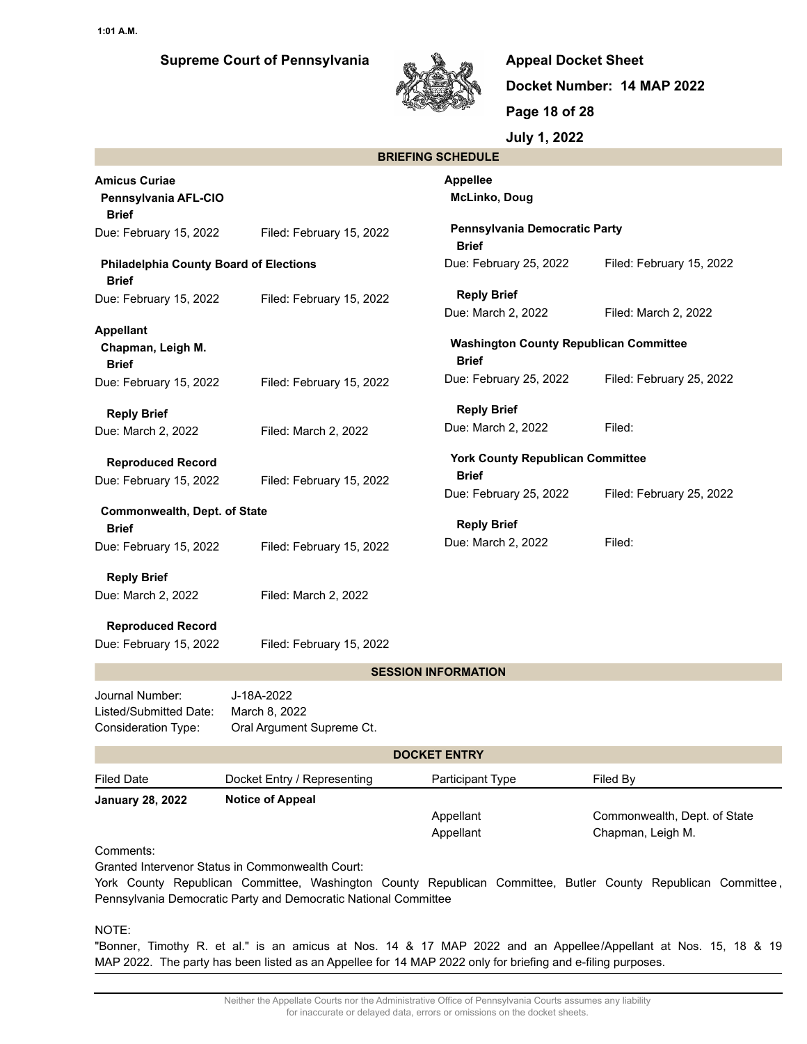## BRIEFING SCHEDULE

**Amicus Curiae**

**Pennsylvania AFL-CIO**

**Brief**

Due: February 15, 2022 Filed: February 15, 2022

**Philadelphia County Board of Elections**

**Brief**

Due: February 15, 2022 Filed: February 15, 2022

**Appellant**

**Chapman, Leigh M.**

**Brief**

Due: February 15, 2022 Filed: February 15, 2022

**Reply Brief**

Due: March 2, 2022 Filed: March 2, 2022

**Reproduced Record**

Due: February 15, 2022 Filed: February 15, 2022

**Commonwealth, Dept. of State**

**Brief**

Due: February 15, 2022 Filed: February 15, 2022

**Reply Brief**

Due: March 2, 2022 Filed: March 2, 2022

**Reproduced Record**

Due: February 15, 2022 Filed: February 15, 2022

**Appellee**

**McLinko, Doug**

**Pennsylvania Democratic Party**

**Brief**

Due: February 25, 2022 Filed: February 15, 2022

**Reply Brief**

Due: March 2, 2022 Filed: March 2, 2022

**Washington County Republican Committee**

**Brief**

Due: February 25, 2022 Filed: February 25, 2022

**Reply Brief**

Due: March 2, 2022 Filed:

**York County Republican Committee**

**Brief**

Due: February 25, 2022 Filed: February 25, 2022

**Reply Brief**

Due: March 2, 2022 Filed:

## SESSION INFORMATION

Journal Number: J-18A-2022

Listed/Submitted Date: March 8, 2022

Consideration Type: Oral Argument Supreme Ct.

## DOCKET ENTRY

| Filed Date | Docket Entry / Representing | Participant Type | Filed By |
|---|---|---|---|
| **January 28, 2022** | **Notice of Appeal** | | |
| | | Appellant | Commonwealth, Dept. of State |
| | | Appellant | Chapman, Leigh M. |

Comments:

Granted Intervenor Status in Commonwealth Court:

York County Republican Committee, Washington County Republican Committee, Butler County Republican Committee, Pennsylvania Democratic Party and Democratic National Committee

NOTE:

"Bonner, Timothy R. et al." is an amicus at Nos. 14 & 17 MAP 2022 and an Appellee/Appellant at Nos. 15, 18 & 19 MAP 2022. The party has been listed as an Appellee for 14 MAP 2022 only for briefing and e-filing purposes.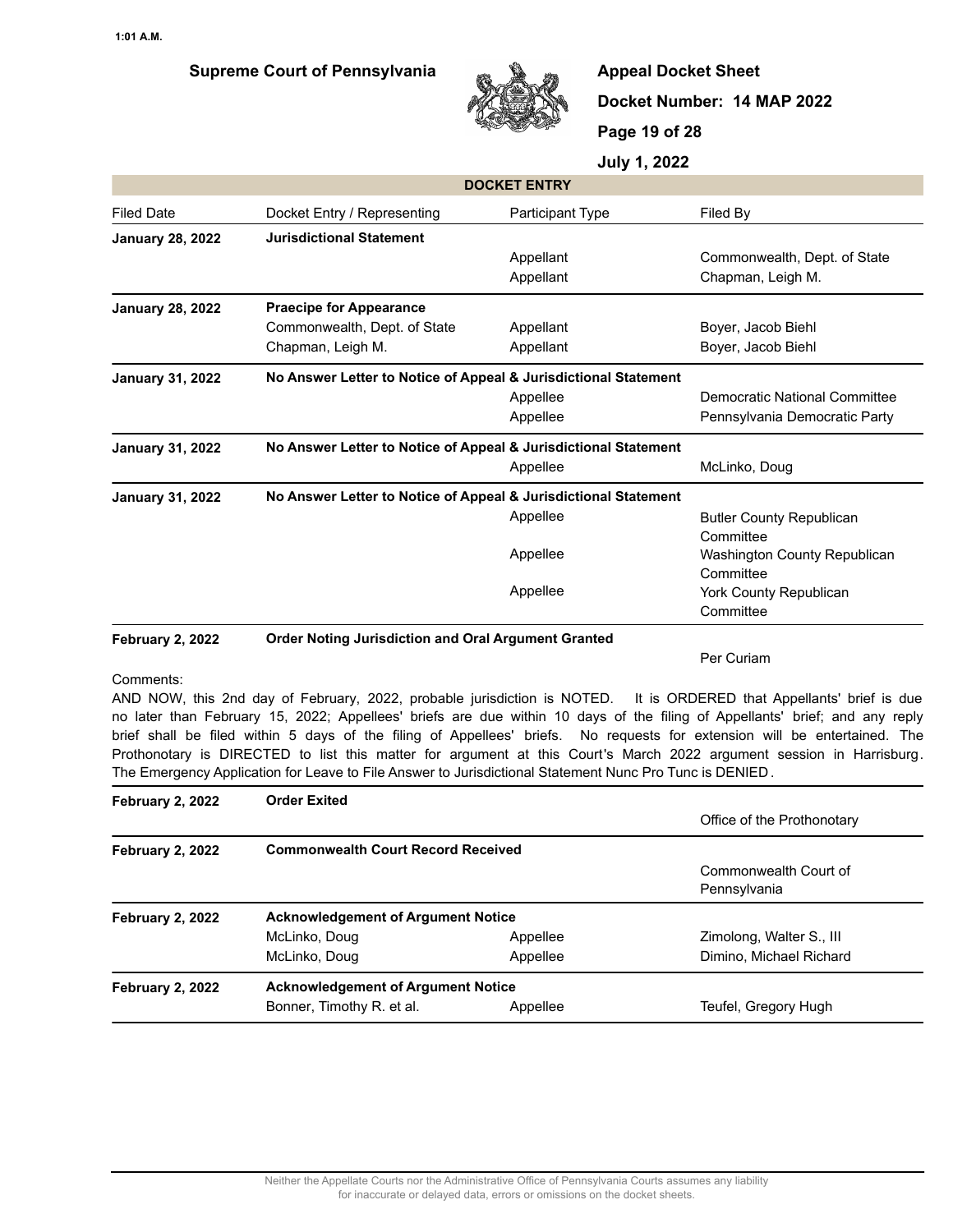## DOCKET ENTRY

| Filed Date | Docket Entry / Representing | Participant Type | Filed By |
|---|---|---|---|
| **January 28, 2022** | **Jurisdictional Statement** | | |
| | | Appellant | Commonwealth, Dept. of State |
| | | Appellant | Chapman, Leigh M. |
| **January 28, 2022** | **Praecipe for Appearance** | | |
| | Commonwealth, Dept. of State | Appellant | Boyer, Jacob Biehl |
| | Chapman, Leigh M. | Appellant | Boyer, Jacob Biehl |
| **January 31, 2022** | **No Answer Letter to Notice of Appeal & Jurisdictional Statement** | | |
| | | Appellee | Democratic National Committee |
| | | Appellee | Pennsylvania Democratic Party |
| **January 31, 2022** | **No Answer Letter to Notice of Appeal & Jurisdictional Statement** | | |
| | | Appellee | McLinko, Doug |
| **January 31, 2022** | **No Answer Letter to Notice of Appeal & Jurisdictional Statement** | | |
| | | Appellee | Butler County Republican Committee |
| | | Appellee | Washington County Republican Committee |
| | | Appellee | York County Republican Committee |
| **February 2, 2022** | **Order Noting Jurisdiction and Oral Argument Granted** | | |
| | | | Per Curiam |

Comments:
AND NOW, this 2nd day of February, 2022, probable jurisdiction is NOTED. It is ORDERED that Appellants' brief is due no later than February 15, 2022; Appellees' briefs are due within 10 days of the filing of Appellants' brief; and any reply brief shall be filed within 5 days of the filing of Appellees' briefs. No requests for extension will be entertained. The Prothonotary is DIRECTED to list this matter for argument at this Court's March 2022 argument session in Harrisburg. The Emergency Application for Leave to File Answer to Jurisdictional Statement Nunc Pro Tunc is DENIED.

| Filed Date | Docket Entry / Representing | Participant Type | Filed By |
|---|---|---|---|
| **February 2, 2022** | **Order Exited** | | |
| | | | Office of the Prothonotary |
| **February 2, 2022** | **Commonwealth Court Record Received** | | |
| | | | Commonwealth Court of Pennsylvania |
| **February 2, 2022** | **Acknowledgement of Argument Notice** | | |
| | McLinko, Doug | Appellee | Zimolong, Walter S., III |
| | McLinko, Doug | Appellee | Dimino, Michael Richard |
| **February 2, 2022** | **Acknowledgement of Argument Notice** | | |
| | Bonner, Timothy R. et al. | Appellee | Teufel, Gregory Hugh |

Neither the Appellate Courts nor the Administrative Office of Pennsylvania Courts assumes any liability for inaccurate or delayed data, errors or omissions on the docket sheets.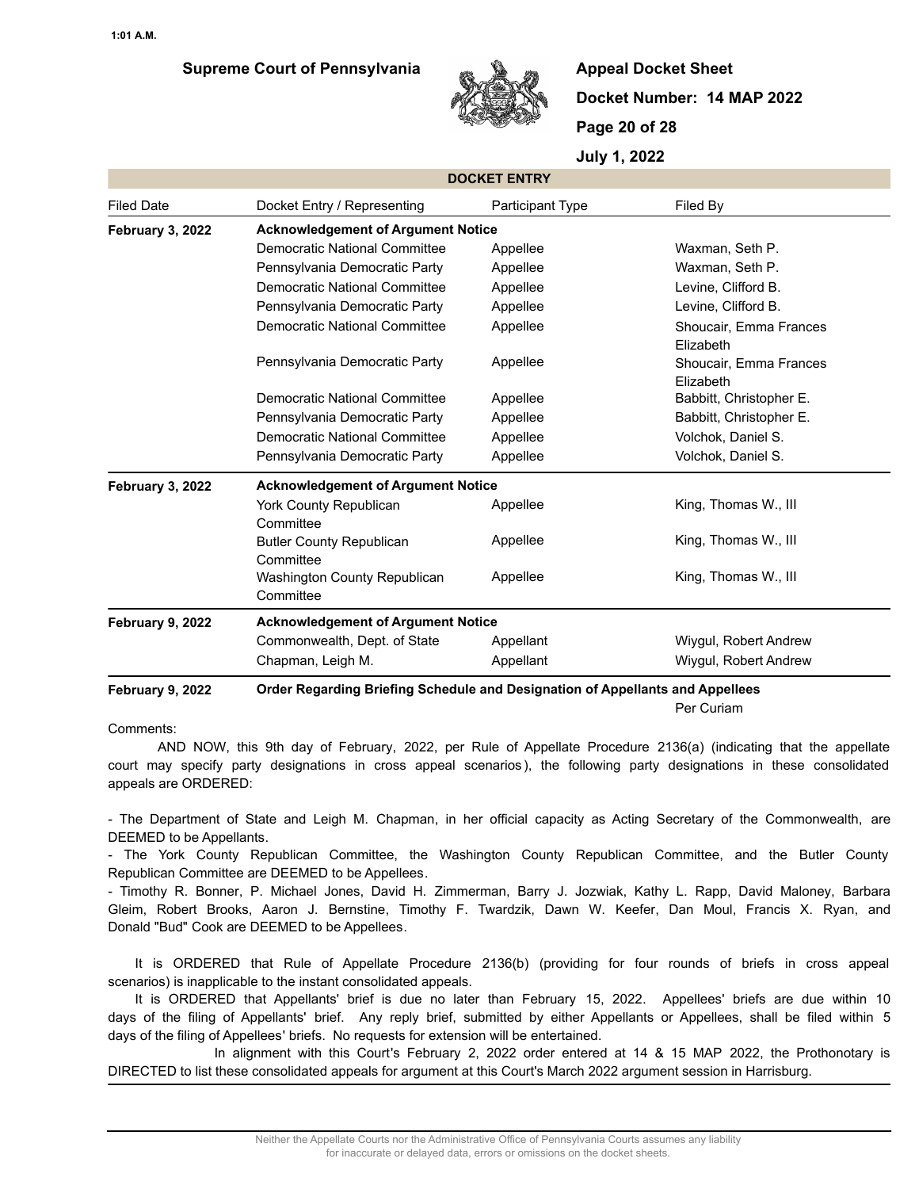## DOCKET ENTRY

| Filed Date | Docket Entry / Representing | Participant Type | Filed By |
|---|---|---|---|
| **February 3, 2022** | **Acknowledgement of Argument Notice** | | |
| | Democratic National Committee | Appellee | Waxman, Seth P. |
| | Pennsylvania Democratic Party | Appellee | Waxman, Seth P. |
| | Democratic National Committee | Appellee | Levine, Clifford B. |
| | Pennsylvania Democratic Party | Appellee | Levine, Clifford B. |
| | Democratic National Committee | Appellee | Shoucair, Emma Frances Elizabeth |
| | Pennsylvania Democratic Party | Appellee | Shoucair, Emma Frances Elizabeth |
| | Democratic National Committee | Appellee | Babbitt, Christopher E. |
| | Pennsylvania Democratic Party | Appellee | Babbitt, Christopher E. |
| | Democratic National Committee | Appellee | Volchok, Daniel S. |
| | Pennsylvania Democratic Party | Appellee | Volchok, Daniel S. |
| **February 3, 2022** | **Acknowledgement of Argument Notice** | | |
| | York County Republican Committee | Appellee | King, Thomas W., III |
| | Butler County Republican Committee | Appellee | King, Thomas W., III |
| | Washington County Republican Committee | Appellee | King, Thomas W., III |
| **February 9, 2022** | **Acknowledgement of Argument Notice** | | |
| | Commonwealth, Dept. of State | Appellant | Wiygul, Robert Andrew |
| | Chapman, Leigh M. | Appellant | Wiygul, Robert Andrew |
| **February 9, 2022** | **Order Regarding Briefing Schedule and Designation of Appellants and Appellees** | | Per Curiam |

Comments:

AND NOW, this 9th day of February, 2022, per Rule of Appellate Procedure 2136(a) (indicating that the appellate court may specify party designations in cross appeal scenarios), the following party designations in these consolidated appeals are ORDERED:

- The Department of State and Leigh M. Chapman, in her official capacity as Acting Secretary of the Commonwealth, are DEEMED to be Appellants.
- The York County Republican Committee, the Washington County Republican Committee, and the Butler County Republican Committee are DEEMED to be Appellees.
- Timothy R. Bonner, P. Michael Jones, David H. Zimmerman, Barry J. Jozwiak, Kathy L. Rapp, David Maloney, Barbara Gleim, Robert Brooks, Aaron J. Bernstine, Timothy F. Twardzik, Dawn W. Keefer, Dan Moul, Francis X. Ryan, and Donald "Bud" Cook are DEEMED to be Appellees.

It is ORDERED that Rule of Appellate Procedure 2136(b) (providing for four rounds of briefs in cross appeal scenarios) is inapplicable to the instant consolidated appeals.

It is ORDERED that Appellants' brief is due no later than February 15, 2022. Appellees' briefs are due within 10 days of the filing of Appellants' brief. Any reply brief, submitted by either Appellants or Appellees, shall be filed within 5 days of the filing of Appellees' briefs. No requests for extension will be entertained.

In alignment with this Court's February 2, 2022 order entered at 14 & 15 MAP 2022, the Prothonotary is DIRECTED to list these consolidated appeals for argument at this Court's March 2022 argument session in Harrisburg.

Neither the Appellate Courts nor the Administrative Office of Pennsylvania Courts assumes any liability for inaccurate or delayed data, errors or omissions on the docket sheets.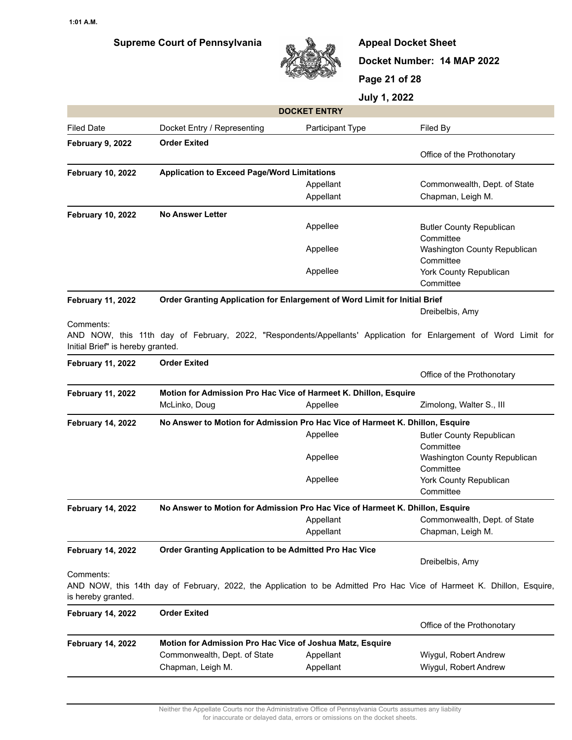## DOCKET ENTRY

| Filed Date | Docket Entry / Representing | Participant Type | Filed By |
|---|---|---|---|
| **February 9, 2022** | **Order Exited** | | Office of the Prothonotary |
| **February 10, 2022** | **Application to Exceed Page/Word Limitations** | | |
| | | Appellant | Commonwealth, Dept. of State |
| | | Appellant | Chapman, Leigh M. |
| **February 10, 2022** | **No Answer Letter** | | |
| | | Appellee | Butler County Republican Committee |
| | | Appellee | Washington County Republican Committee |
| | | Appellee | York County Republican Committee |
| **February 11, 2022** | **Order Granting Application for Enlargement of Word Limit for Initial Brief** | | Dreibelbis, Amy |

Comments:
AND NOW, this 11th day of February, 2022, "Respondents/Appellants' Application for Enlargement of Word Limit for Initial Brief" is hereby granted.

| Filed Date | Docket Entry / Representing | Participant Type | Filed By |
|---|---|---|---|
| **February 11, 2022** | **Order Exited** | | Office of the Prothonotary |
| **February 11, 2022** | **Motion for Admission Pro Hac Vice of Harmeet K. Dhillon, Esquire** | | |
| | McLinko, Doug | Appellee | Zimolong, Walter S., III |
| **February 14, 2022** | **No Answer to Motion for Admission Pro Hac Vice of Harmeet K. Dhillon, Esquire** | | |
| | | Appellee | Butler County Republican Committee |
| | | Appellee | Washington County Republican Committee |
| | | Appellee | York County Republican Committee |
| **February 14, 2022** | **No Answer to Motion for Admission Pro Hac Vice of Harmeet K. Dhillon, Esquire** | | |
| | | Appellant | Commonwealth, Dept. of State |
| | | Appellant | Chapman, Leigh M. |
| **February 14, 2022** | **Order Granting Application to be Admitted Pro Hac Vice** | | Dreibelbis, Amy |

Comments:
AND NOW, this 14th day of February, 2022, the Application to be Admitted Pro Hac Vice of Harmeet K. Dhillon, Esquire, is hereby granted.

| Filed Date | Docket Entry / Representing | Participant Type | Filed By |
|---|---|---|---|
| **February 14, 2022** | **Order Exited** | | Office of the Prothonotary |
| **February 14, 2022** | **Motion for Admission Pro Hac Vice of Joshua Matz, Esquire** | | |
| | Commonwealth, Dept. of State | Appellant | Wiygul, Robert Andrew |
| | Chapman, Leigh M. | Appellant | Wiygul, Robert Andrew |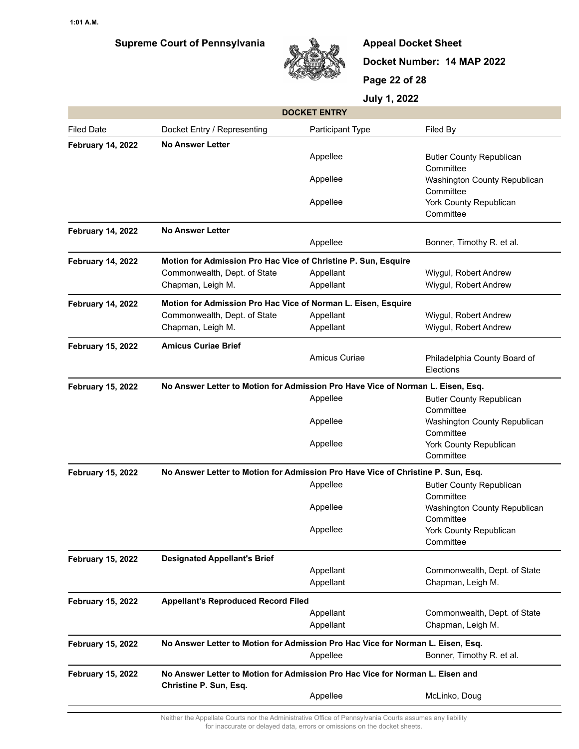## DOCKET ENTRY

| Filed Date | Docket Entry / Representing | Participant Type | Filed By |
|---|---|---|---|
| **February 14, 2022** | **No Answer Letter** | | |
| | | Appellee | Butler County Republican Committee |
| | | Appellee | Washington County Republican Committee |
| | | Appellee | York County Republican Committee |
| **February 14, 2022** | **No Answer Letter** | | |
| | | Appellee | Bonner, Timothy R. et al. |
| **February 14, 2022** | **Motion for Admission Pro Hac Vice of Christine P. Sun, Esquire** | | |
| | Commonwealth, Dept. of State | Appellant | Wiygul, Robert Andrew |
| | Chapman, Leigh M. | Appellant | Wiygul, Robert Andrew |
| **February 14, 2022** | **Motion for Admission Pro Hac Vice of Norman L. Eisen, Esquire** | | |
| | Commonwealth, Dept. of State | Appellant | Wiygul, Robert Andrew |
| | Chapman, Leigh M. | Appellant | Wiygul, Robert Andrew |
| **February 15, 2022** | **Amicus Curiae Brief** | | |
| | | Amicus Curiae | Philadelphia County Board of Elections |
| **February 15, 2022** | **No Answer Letter to Motion for Admission Pro Have Vice of Norman L. Eisen, Esq.** | | |
| | | Appellee | Butler County Republican Committee |
| | | Appellee | Washington County Republican Committee |
| | | Appellee | York County Republican Committee |
| **February 15, 2022** | **No Answer Letter to Motion for Admission Pro Have Vice of Christine P. Sun, Esq.** | | |
| | | Appellee | Butler County Republican Committee |
| | | Appellee | Washington County Republican Committee |
| | | Appellee | York County Republican Committee |
| **February 15, 2022** | **Designated Appellant's Brief** | | |
| | | Appellant | Commonwealth, Dept. of State |
| | | Appellant | Chapman, Leigh M. |
| **February 15, 2022** | **Appellant's Reproduced Record Filed** | | |
| | | Appellant | Commonwealth, Dept. of State |
| | | Appellant | Chapman, Leigh M. |
| **February 15, 2022** | **No Answer Letter to Motion for Admission Pro Hac Vice for Norman L. Eisen, Esq.** | | |
| | | Appellee | Bonner, Timothy R. et al. |
| **February 15, 2022** | **No Answer Letter to Motion for Admission Pro Hac Vice for Norman L. Eisen and Christine P. Sun, Esq.** | | |
| | | Appellee | McLinko, Doug |

Neither the Appellate Courts nor the Administrative Office of Pennsylvania Courts assumes any liability for inaccurate or delayed data, errors or omissions on the docket sheets.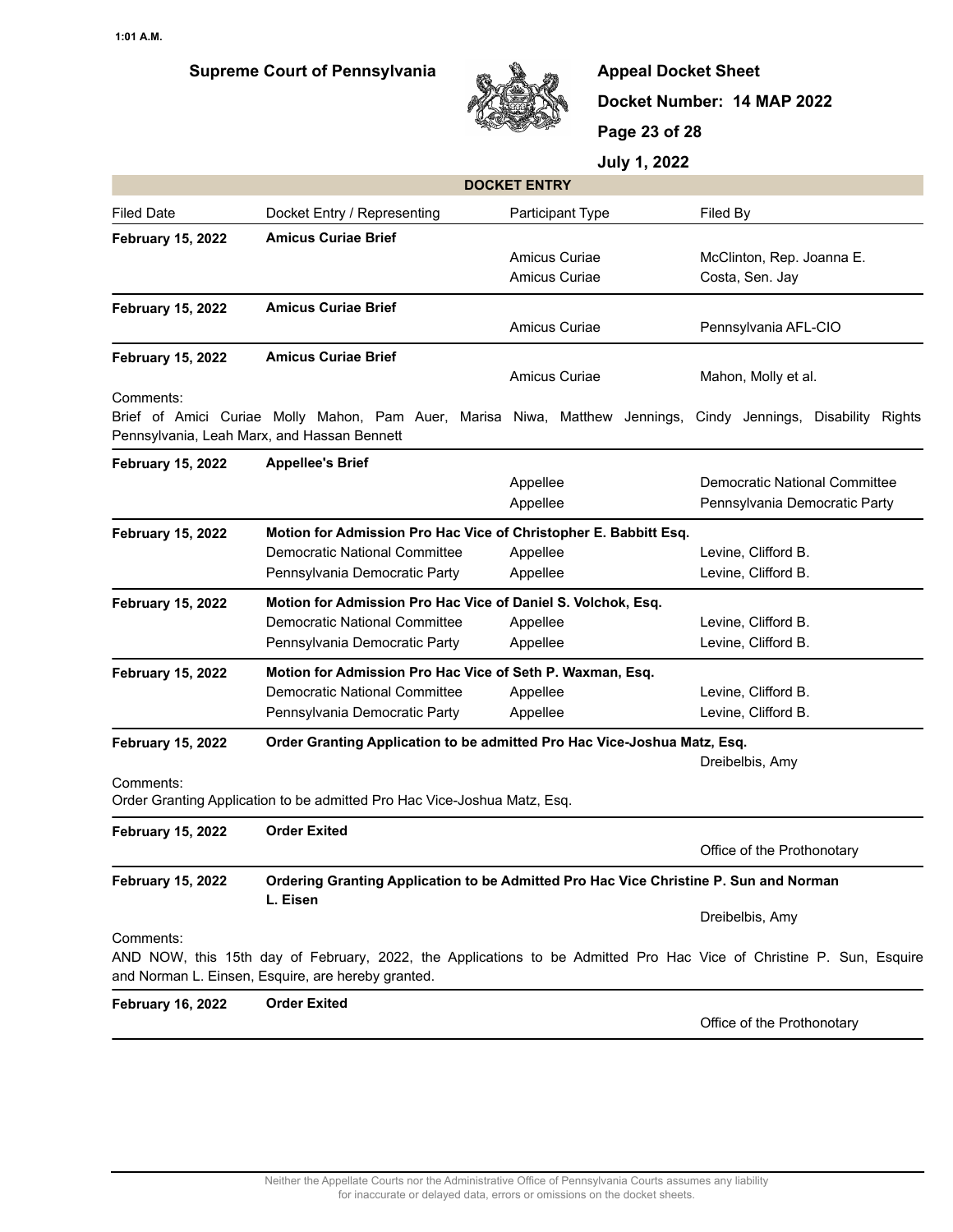**Supreme Court of Pennsylvania**

**Appeal Docket Sheet**

**Docket Number: 14 MAP 2022**

**July 1, 2022**

**DOCKET ENTRY**

| Filed Date | Docket Entry / Representing | Participant Type | Filed By |
|---|---|---|---|
| **February 15, 2022** | **Amicus Curiae Brief** | | |
| | | Amicus Curiae | McClinton, Rep. Joanna E. |
| | | Amicus Curiae | Costa, Sen. Jay |
| **February 15, 2022** | **Amicus Curiae Brief** | | |
| | | Amicus Curiae | Pennsylvania AFL-CIO |
| **February 15, 2022** | **Amicus Curiae Brief** | | |
| | | Amicus Curiae | Mahon, Molly et al. |

Comments:
Brief of Amici Curiae Molly Mahon, Pam Auer, Marisa Niwa, Matthew Jennings, Cindy Jennings, Disability Rights Pennsylvania, Leah Marx, and Hassan Bennett

| Filed Date | Docket Entry / Representing | Participant Type | Filed By |
|---|---|---|---|
| **February 15, 2022** | **Appellee's Brief** | | |
| | | Appellee | Democratic National Committee |
| | | Appellee | Pennsylvania Democratic Party |
| **February 15, 2022** | **Motion for Admission Pro Hac Vice of Christopher E. Babbitt Esq.** | | |
| | Democratic National Committee | Appellee | Levine, Clifford B. |
| | Pennsylvania Democratic Party | Appellee | Levine, Clifford B. |
| **February 15, 2022** | **Motion for Admission Pro Hac Vice of Daniel S. Volchok, Esq.** | | |
| | Democratic National Committee | Appellee | Levine, Clifford B. |
| | Pennsylvania Democratic Party | Appellee | Levine, Clifford B. |
| **February 15, 2022** | **Motion for Admission Pro Hac Vice of Seth P. Waxman, Esq.** | | |
| | Democratic National Committee | Appellee | Levine, Clifford B. |
| | Pennsylvania Democratic Party | Appellee | Levine, Clifford B. |
| **February 15, 2022** | **Order Granting Application to be admitted Pro Hac Vice-Joshua Matz, Esq.** | | |
| | | | Dreibelbis, Amy |

Comments:
Order Granting Application to be admitted Pro Hac Vice-Joshua Matz, Esq.

| Filed Date | Docket Entry / Representing | Participant Type | Filed By |
|---|---|---|---|
| **February 15, 2022** | **Order Exited** | | |
| | | | Office of the Prothonotary |
| **February 15, 2022** | **Ordering Granting Application to be Admitted Pro Hac Vice Christine P. Sun and Norman L. Eisen** | | |
| | | | Dreibelbis, Amy |

Comments:
AND NOW, this 15th day of February, 2022, the Applications to be Admitted Pro Hac Vice of Christine P. Sun, Esquire and Norman L. Einsen, Esquire, are hereby granted.

| Filed Date | Docket Entry / Representing | Participant Type | Filed By |
|---|---|---|---|
| **February 16, 2022** | **Order Exited** | | |
| | | | Office of the Prothonotary |

Neither the Appellate Courts nor the Administrative Office of Pennsylvania Courts assumes any liability for inaccurate or delayed data, errors or omissions on the docket sheets.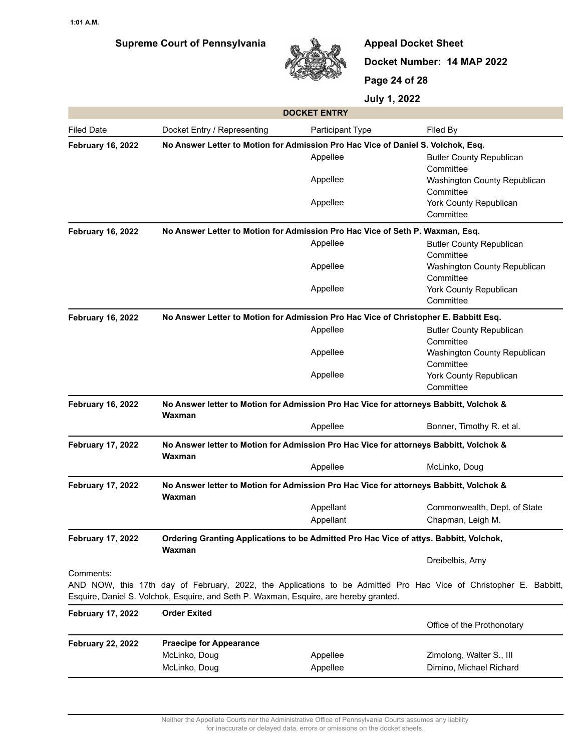## DOCKET ENTRY

| Filed Date | Docket Entry / Representing | Participant Type | Filed By |
|---|---|---|---|
| **February 16, 2022** | **No Answer Letter to Motion for Admission Pro Hac Vice of Daniel S. Volchok, Esq.** | | |
| | | Appellee | Butler County Republican Committee |
| | | Appellee | Washington County Republican Committee |
| | | Appellee | York County Republican Committee |
| **February 16, 2022** | **No Answer Letter to Motion for Admission Pro Hac Vice of Seth P. Waxman, Esq.** | | |
| | | Appellee | Butler County Republican Committee |
| | | Appellee | Washington County Republican Committee |
| | | Appellee | York County Republican Committee |
| **February 16, 2022** | **No Answer Letter to Motion for Admission Pro Hac Vice of Christopher E. Babbitt Esq.** | | |
| | | Appellee | Butler County Republican Committee |
| | | Appellee | Washington County Republican Committee |
| | | Appellee | York County Republican Committee |
| **February 16, 2022** | **No Answer letter to Motion for Admission Pro Hac Vice for attorneys Babbitt, Volchok & Waxman** | | |
| | | Appellee | Bonner, Timothy R. et al. |
| **February 17, 2022** | **No Answer letter to Motion for Admission Pro Hac Vice for attorneys Babbitt, Volchok & Waxman** | | |
| | | Appellee | McLinko, Doug |
| **February 17, 2022** | **No Answer letter to Motion for Admission Pro Hac Vice for attorneys Babbitt, Volchok & Waxman** | | |
| | | Appellant | Commonwealth, Dept. of State |
| | | Appellant | Chapman, Leigh M. |
| **February 17, 2022** | **Ordering Granting Applications to be Admitted Pro Hac Vice of attys. Babbitt, Volchok, Waxman** | | |
| | | | Dreibelbis, Amy |

Comments:
AND NOW, this 17th day of February, 2022, the Applications to be Admitted Pro Hac Vice of Christopher E. Babbitt, Esquire, Daniel S. Volchok, Esquire, and Seth P. Waxman, Esquire, are hereby granted.

| Filed Date | Docket Entry / Representing | Participant Type | Filed By |
|---|---|---|---|
| **February 17, 2022** | **Order Exited** | | |
| | | | Office of the Prothonotary |
| **February 22, 2022** | **Praecipe for Appearance** | | |
| | McLinko, Doug | Appellee | Zimolong, Walter S., III |
| | McLinko, Doug | Appellee | Dimino, Michael Richard |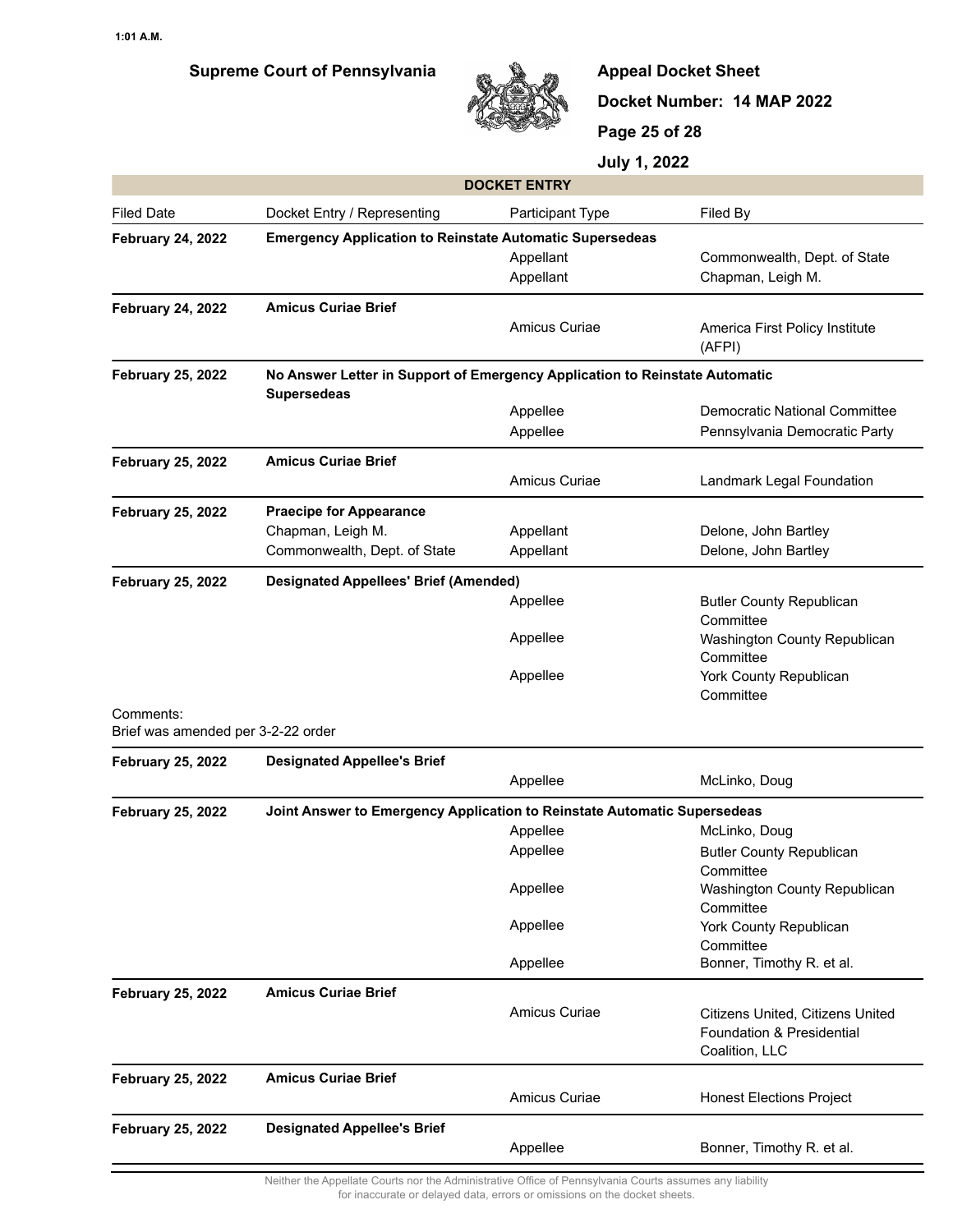**Supreme Court of Pennsylvania**

**Appeal Docket Sheet**

**Docket Number: 14 MAP 2022**

**July 1, 2022**

**DOCKET ENTRY**

| Filed Date | Docket Entry / Representing | Participant Type | Filed By |
|---|---|---|---|
| **February 24, 2022** | **Emergency Application to Reinstate Automatic Supersedeas** | | |
| | | Appellant | Commonwealth, Dept. of State |
| | | Appellant | Chapman, Leigh M. |
| **February 24, 2022** | **Amicus Curiae Brief** | | |
| | | Amicus Curiae | America First Policy Institute (AFPI) |
| **February 25, 2022** | **No Answer Letter in Support of Emergency Application to Reinstate Automatic Supersedeas** | | |
| | | Appellee | Democratic National Committee |
| | | Appellee | Pennsylvania Democratic Party |
| **February 25, 2022** | **Amicus Curiae Brief** | | |
| | | Amicus Curiae | Landmark Legal Foundation |
| **February 25, 2022** | **Praecipe for Appearance** | | |
| | Chapman, Leigh M. | Appellant | Delone, John Bartley |
| | Commonwealth, Dept. of State | Appellant | Delone, John Bartley |
| **February 25, 2022** | **Designated Appellees' Brief (Amended)** | | |
| | | Appellee | Butler County Republican Committee |
| | | Appellee | Washington County Republican Committee |
| | | Appellee | York County Republican Committee |
| Comments: Brief was amended per 3-2-22 order | | | |
| **February 25, 2022** | **Designated Appellee's Brief** | | |
| | | Appellee | McLinko, Doug |
| **February 25, 2022** | **Joint Answer to Emergency Application to Reinstate Automatic Supersedeas** | | |
| | | Appellee | McLinko, Doug |
| | | Appellee | Butler County Republican Committee |
| | | Appellee | Washington County Republican Committee |
| | | Appellee | York County Republican Committee |
| | | Appellee | Bonner, Timothy R. et al. |
| **February 25, 2022** | **Amicus Curiae Brief** | | |
| | | Amicus Curiae | Citizens United, Citizens United Foundation & Presidential Coalition, LLC |
| **February 25, 2022** | **Amicus Curiae Brief** | | |
| | | Amicus Curiae | Honest Elections Project |
| **February 25, 2022** | **Designated Appellee's Brief** | | |
| | | Appellee | Bonner, Timothy R. et al. |

Neither the Appellate Courts nor the Administrative Office of Pennsylvania Courts assumes any liability for inaccurate or delayed data, errors or omissions on the docket sheets.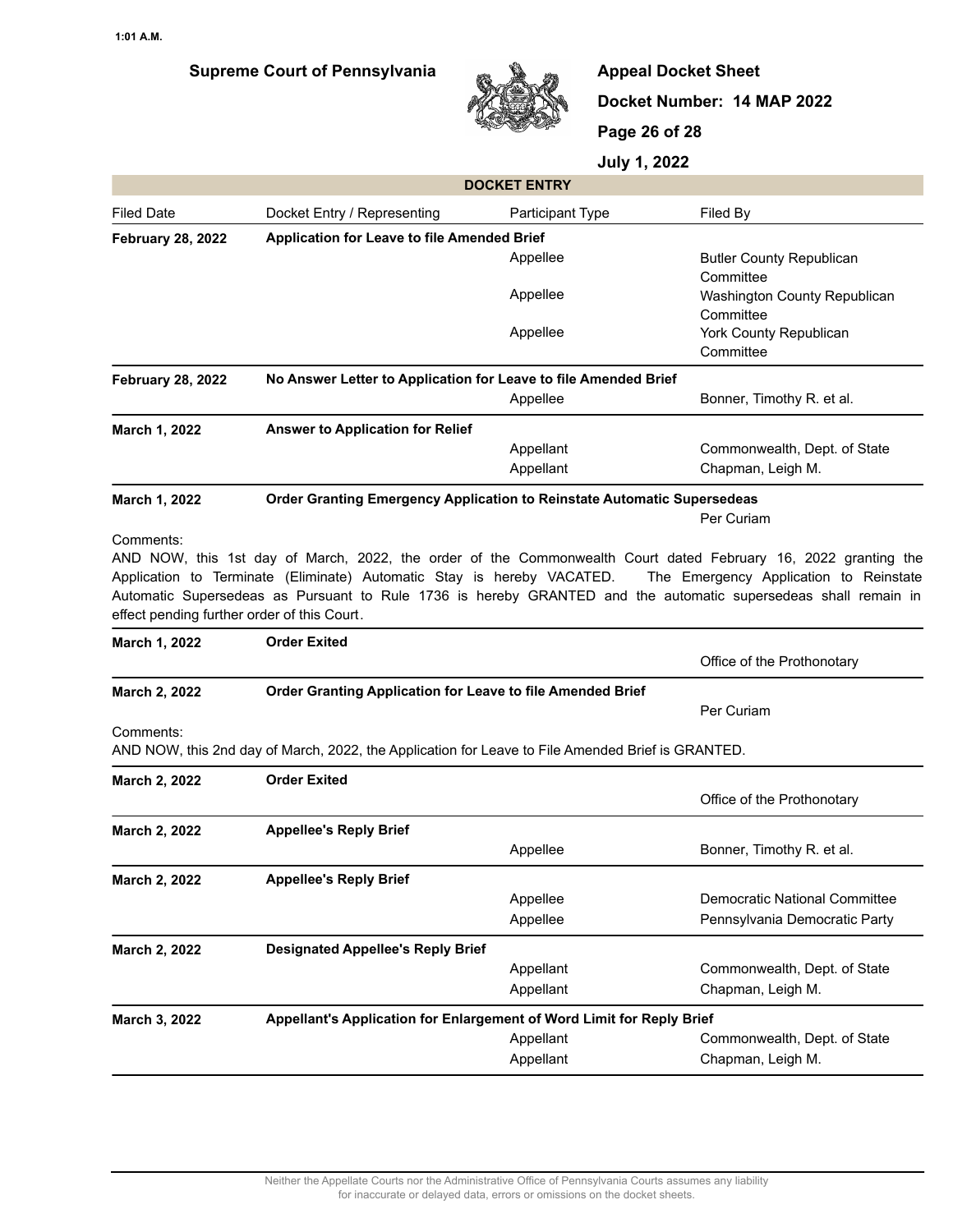## DOCKET ENTRY

| Filed Date | Docket Entry / Representing | Participant Type | Filed By |
|---|---|---|---|
| **February 28, 2022** | **Application for Leave to file Amended Brief** | | |
| | | Appellee | Butler County Republican Committee |
| | | Appellee | Washington County Republican Committee |
| | | Appellee | York County Republican Committee |
| **February 28, 2022** | **No Answer Letter to Application for Leave to file Amended Brief** | | |
| | | Appellee | Bonner, Timothy R. et al. |
| **March 1, 2022** | **Answer to Application for Relief** | | |
| | | Appellant | Commonwealth, Dept. of State |
| | | Appellant | Chapman, Leigh M. |
| **March 1, 2022** | **Order Granting Emergency Application to Reinstate Automatic Supersedeas** | | |
| | | | Per Curiam |

Comments:
AND NOW, this 1st day of March, 2022, the order of the Commonwealth Court dated February 16, 2022 granting the Application to Terminate (Eliminate) Automatic Stay is hereby VACATED. The Emergency Application to Reinstate Automatic Supersedeas as Pursuant to Rule 1736 is hereby GRANTED and the automatic supersedeas shall remain in effect pending further order of this Court.

| Filed Date | Docket Entry / Representing | Participant Type | Filed By |
|---|---|---|---|
| **March 1, 2022** | **Order Exited** | | |
| | | | Office of the Prothonotary |
| **March 2, 2022** | **Order Granting Application for Leave to file Amended Brief** | | |
| | | | Per Curiam |

Comments:
AND NOW, this 2nd day of March, 2022, the Application for Leave to File Amended Brief is GRANTED.

| Filed Date | Docket Entry / Representing | Participant Type | Filed By |
|---|---|---|---|
| **March 2, 2022** | **Order Exited** | | |
| | | | Office of the Prothonotary |
| **March 2, 2022** | **Appellee's Reply Brief** | | |
| | | Appellee | Bonner, Timothy R. et al. |
| **March 2, 2022** | **Appellee's Reply Brief** | | |
| | | Appellee | Democratic National Committee |
| | | Appellee | Pennsylvania Democratic Party |
| **March 2, 2022** | **Designated Appellee's Reply Brief** | | |
| | | Appellant | Commonwealth, Dept. of State |
| | | Appellant | Chapman, Leigh M. |
| **March 3, 2022** | **Appellant's Application for Enlargement of Word Limit for Reply Brief** | | |
| | | Appellant | Commonwealth, Dept. of State |
| | | Appellant | Chapman, Leigh M. |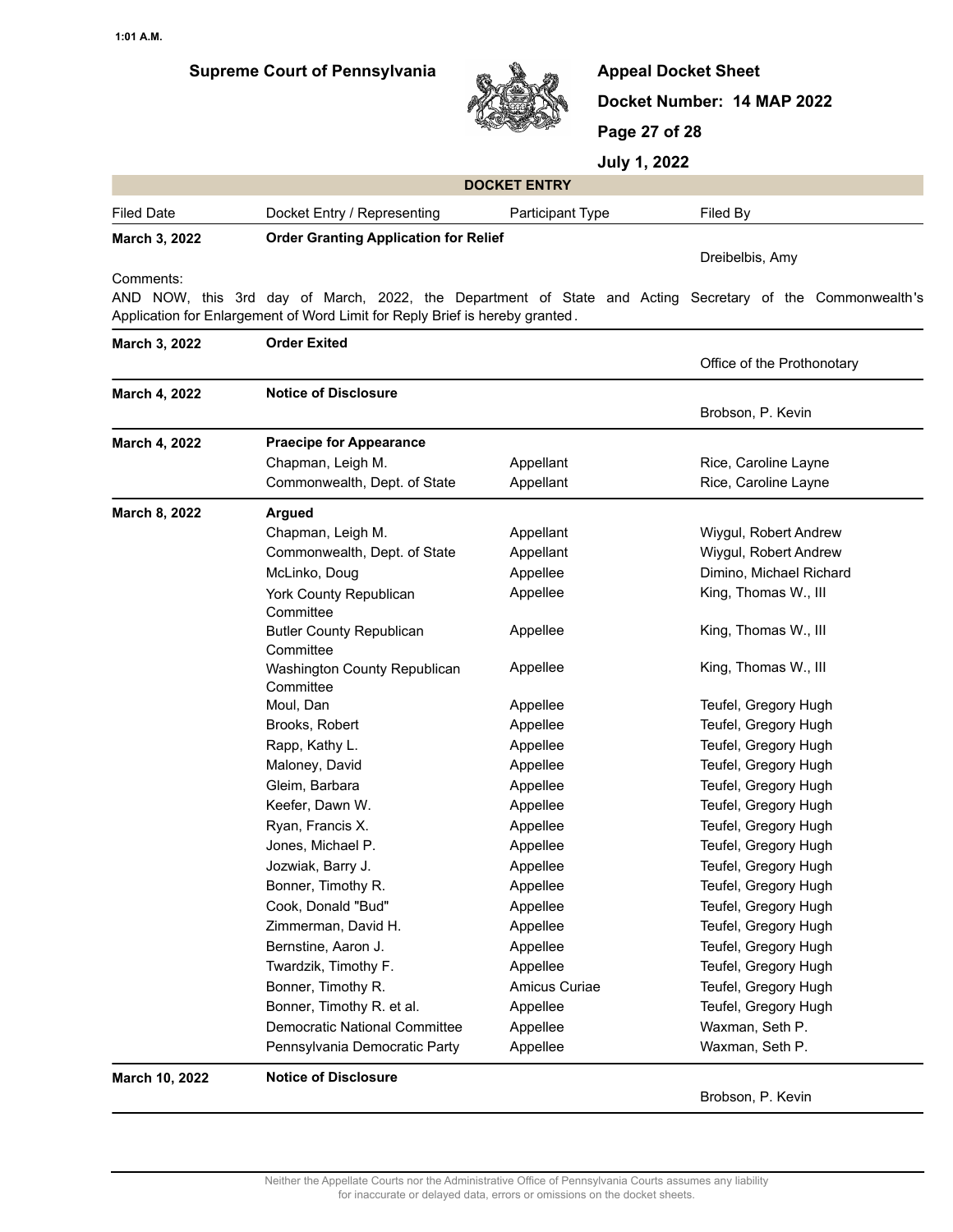**Supreme Court of Pennsylvania**

**Appeal Docket Sheet**

**Docket Number: 14 MAP 2022**

**July 1, 2022**

**DOCKET ENTRY**

| Filed Date | Docket Entry / Representing | Participant Type | Filed By |
|---|---|---|---|
| **March 3, 2022** | **Order Granting Application for Relief** | | Dreibelbis, Amy |

Comments:
AND NOW, this 3rd day of March, 2022, the Department of State and Acting Secretary of the Commonwealth's Application for Enlargement of Word Limit for Reply Brief is hereby granted.

| Filed Date | Docket Entry / Representing | Participant Type | Filed By |
|---|---|---|---|
| **March 3, 2022** | **Order Exited** | | Office of the Prothonotary |
| **March 4, 2022** | **Notice of Disclosure** | | Brobson, P. Kevin |
| **March 4, 2022** | **Praecipe for Appearance** | | |
| | Chapman, Leigh M. | Appellant | Rice, Caroline Layne |
| | Commonwealth, Dept. of State | Appellant | Rice, Caroline Layne |
| **March 8, 2022** | **Argued** | | |
| | Chapman, Leigh M. | Appellant | Wiygul, Robert Andrew |
| | Commonwealth, Dept. of State | Appellant | Wiygul, Robert Andrew |
| | McLinko, Doug | Appellee | Dimino, Michael Richard |
| | York County Republican Committee | Appellee | King, Thomas W., III |
| | Butler County Republican Committee | Appellee | King, Thomas W., III |
| | Washington County Republican Committee | Appellee | King, Thomas W., III |
| | Moul, Dan | Appellee | Teufel, Gregory Hugh |
| | Brooks, Robert | Appellee | Teufel, Gregory Hugh |
| | Rapp, Kathy L. | Appellee | Teufel, Gregory Hugh |
| | Maloney, David | Appellee | Teufel, Gregory Hugh |
| | Gleim, Barbara | Appellee | Teufel, Gregory Hugh |
| | Keefer, Dawn W. | Appellee | Teufel, Gregory Hugh |
| | Ryan, Francis X. | Appellee | Teufel, Gregory Hugh |
| | Jones, Michael P. | Appellee | Teufel, Gregory Hugh |
| | Jozwiak, Barry J. | Appellee | Teufel, Gregory Hugh |
| | Bonner, Timothy R. | Appellee | Teufel, Gregory Hugh |
| | Cook, Donald "Bud" | Appellee | Teufel, Gregory Hugh |
| | Zimmerman, David H. | Appellee | Teufel, Gregory Hugh |
| | Bernstine, Aaron J. | Appellee | Teufel, Gregory Hugh |
| | Twardzik, Timothy F. | Appellee | Teufel, Gregory Hugh |
| | Bonner, Timothy R. | Amicus Curiae | Teufel, Gregory Hugh |
| | Bonner, Timothy R. et al. | Appellee | Teufel, Gregory Hugh |
| | Democratic National Committee | Appellee | Waxman, Seth P. |
| | Pennsylvania Democratic Party | Appellee | Waxman, Seth P. |
| **March 10, 2022** | **Notice of Disclosure** | | Brobson, P. Kevin |

Neither the Appellate Courts nor the Administrative Office of Pennsylvania Courts assumes any liability for inaccurate or delayed data, errors or omissions on the docket sheets.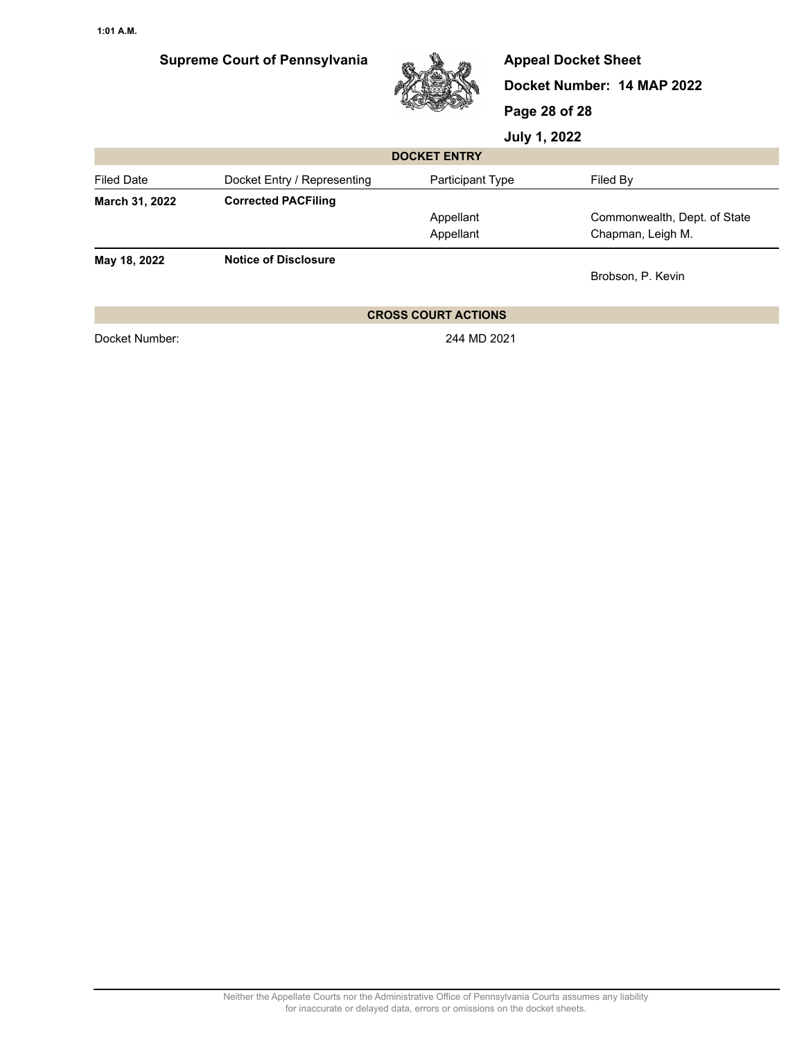## DOCKET ENTRY

| Filed Date | Docket Entry / Representing | Participant Type | Filed By |
|---|---|---|---|
| **March 31, 2022** | **Corrected PACFiling** | | |
| | | Appellant | Commonwealth, Dept. of State |
| | | Appellant | Chapman, Leigh M. |
| **May 18, 2022** | **Notice of Disclosure** | | |
| | | | Brobson, P. Kevin |

## CROSS COURT ACTIONS

| | |
|---|---|
| Docket Number: | 244 MD 2021 |

Neither the Appellate Courts nor the Administrative Office of Pennsylvania Courts assumes any liability for inaccurate or delayed data, errors or omissions on the docket sheets.